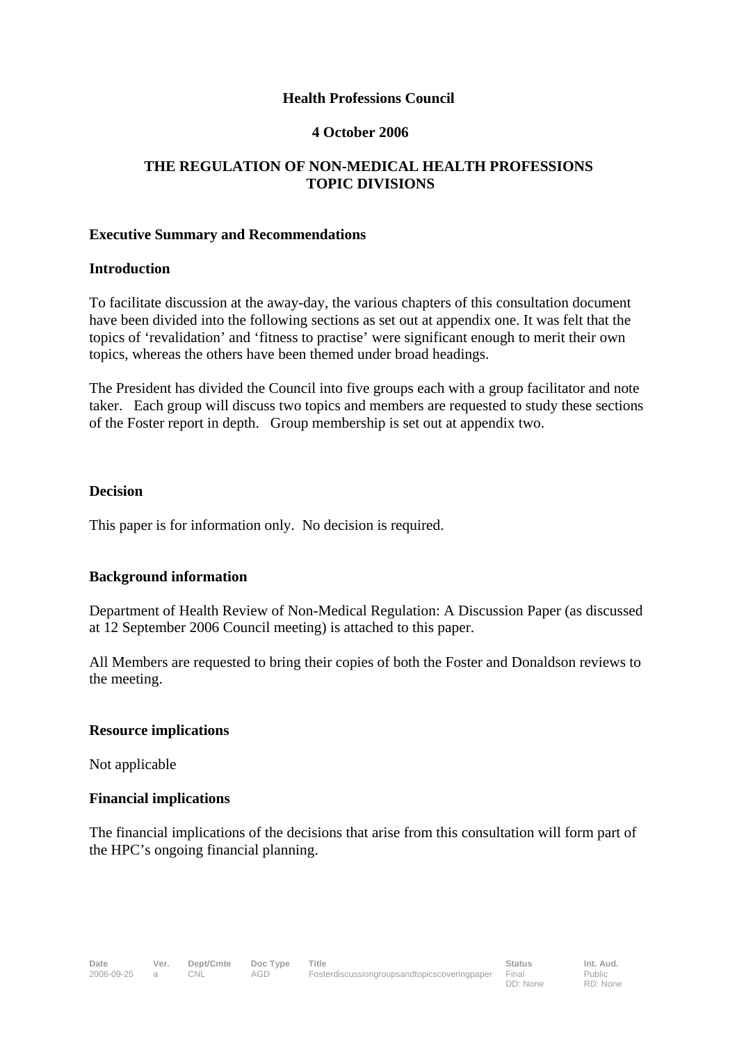**Health Professions Council**

**4 October 2006**

**THE REGULATION OF NON-MEDICAL HEALTH PROFESSIONS TOPIC DIVISIONS**

**Executive Summary and Recommendations**

**Introduction**

To facilitate discussion at the away-day, the various chapters of this consultation document have been divided into the following sections as set out at appendix one. It was felt that the topics of 'revalidation' and 'fitness to practise' were significant enough to merit their own topics, whereas the others have been themed under broad headings.

The President has divided the Council into five groups each with a group facilitator and note taker. Each group will discuss two topics and members are requested to study these sections of the Foster report in depth. Group membership is set out at appendix two.

**Decision**

This paper is for information only. No decision is required.

**Background information**

Department of Health Review of Non-Medical Regulation: A Discussion Paper (as discussed at 12 September 2006 Council meeting) is attached to this paper.

All Members are requested to bring their copies of both the Foster and Donaldson reviews to the meeting.

**Resource implications**

Not applicable

**Financial implications**

The financial implications of the decisions that arise from this consultation will form part of the HPC's ongoing financial planning.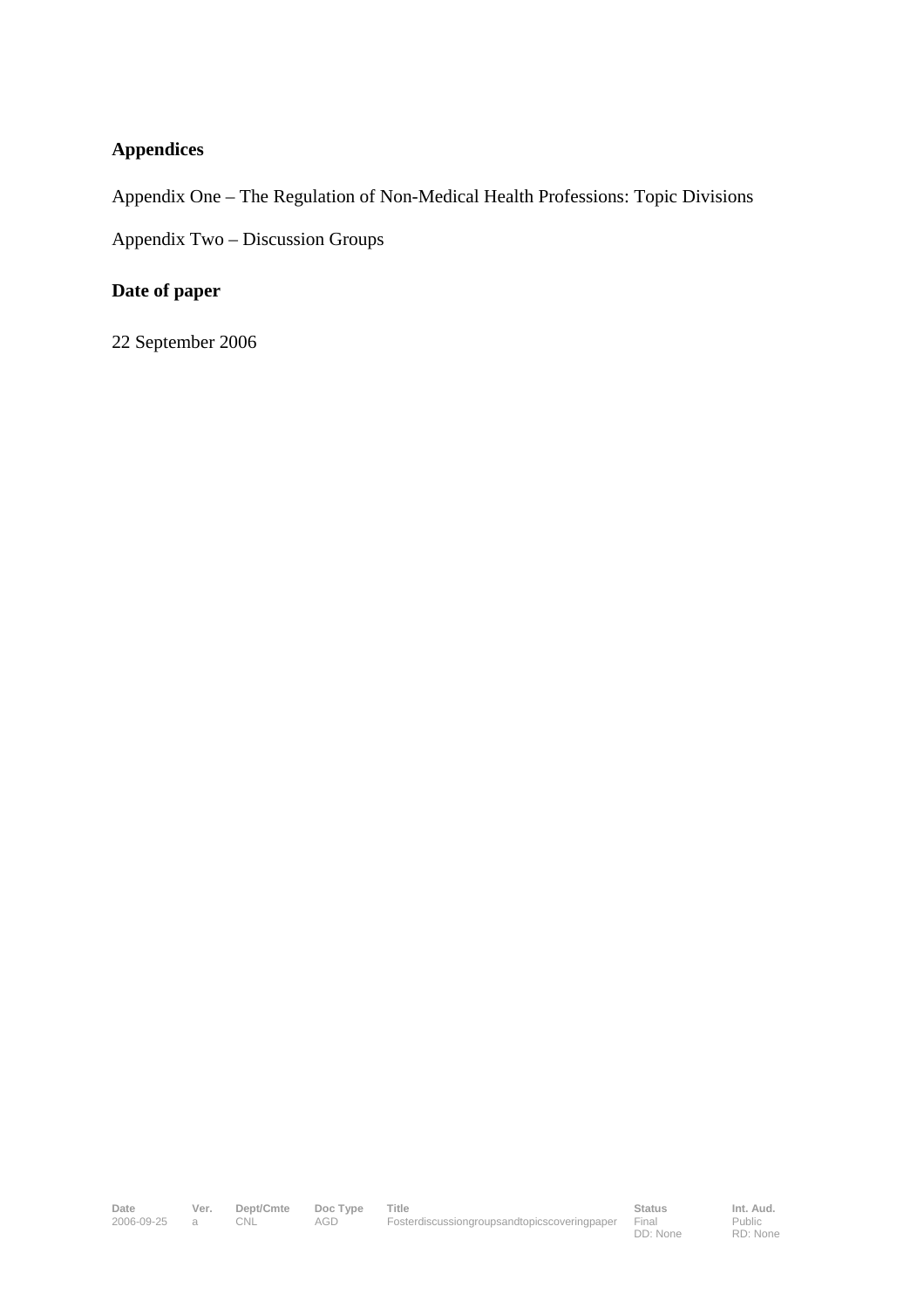**Appendices**

Appendix One – The Regulation of Non-Medical Health Professions: Topic Divisions

Appendix Two – Discussion Groups

**Date of paper**

22 September 2006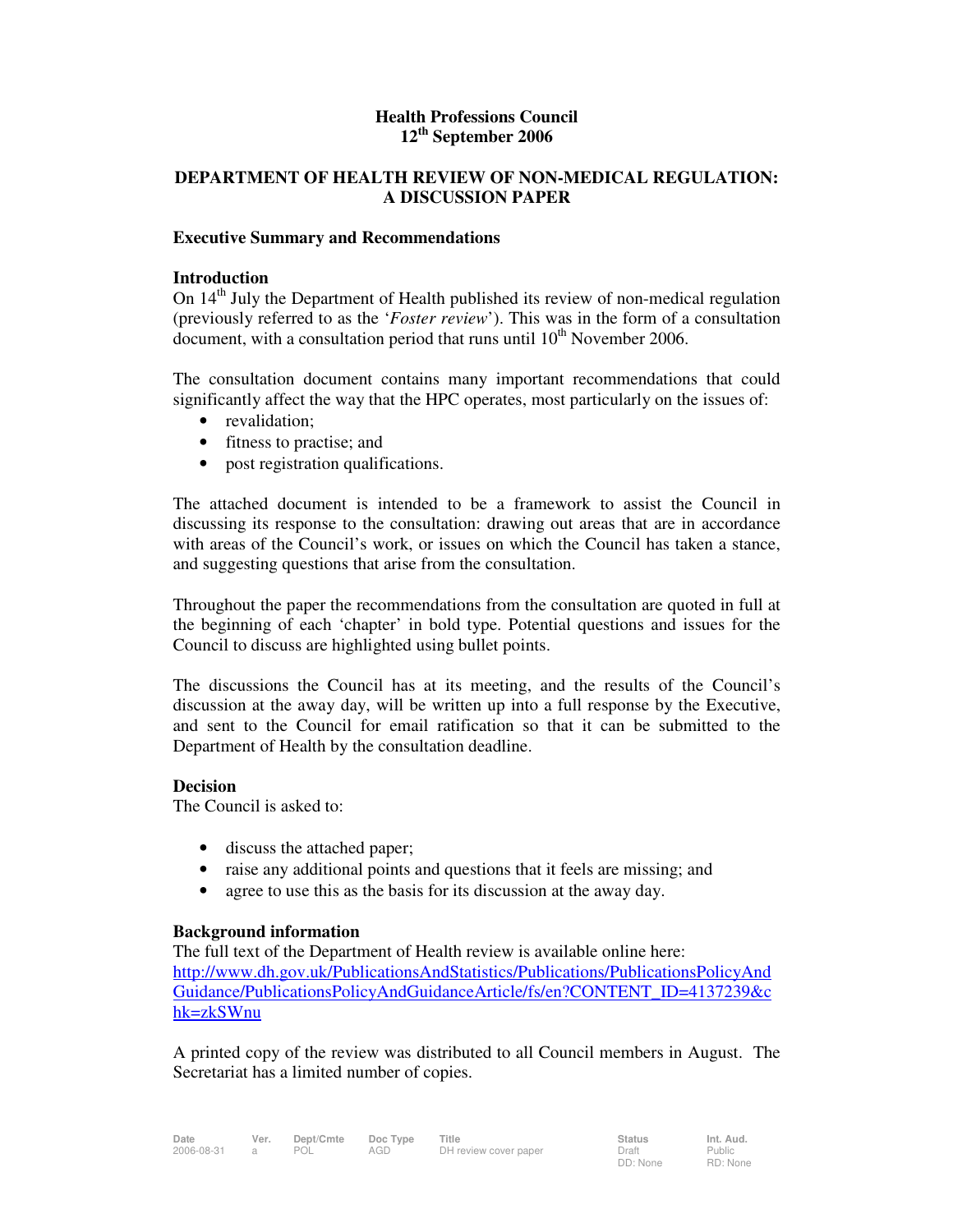**Health Professions Council**
**12th September 2006**

# DEPARTMENT OF HEALTH REVIEW OF NON-MEDICAL REGULATION: A DISCUSSION PAPER

## Executive Summary and Recommendations

### Introduction

On 14th July the Department of Health published its review of non-medical regulation (previously referred to as the '*Foster review*'). This was in the form of a consultation document, with a consultation period that runs until 10th November 2006.

The consultation document contains many important recommendations that could significantly affect the way that the HPC operates, most particularly on the issues of:

- revalidation;
- fitness to practise; and
- post registration qualifications.

The attached document is intended to be a framework to assist the Council in discussing its response to the consultation: drawing out areas that are in accordance with areas of the Council's work, or issues on which the Council has taken a stance, and suggesting questions that arise from the consultation.

Throughout the paper the recommendations from the consultation are quoted in full at the beginning of each 'chapter' in bold type. Potential questions and issues for the Council to discuss are highlighted using bullet points.

The discussions the Council has at its meeting, and the results of the Council's discussion at the away day, will be written up into a full response by the Executive, and sent to the Council for email ratification so that it can be submitted to the Department of Health by the consultation deadline.

### Decision

The Council is asked to:

- discuss the attached paper;
- raise any additional points and questions that it feels are missing; and
- agree to use this as the basis for its discussion at the away day.

### Background information

The full text of the Department of Health review is available online here:
http://www.dh.gov.uk/PublicationsAndStatistics/Publications/PublicationsPolicyAndGuidance/PublicationsPolicyAndGuidanceArticle/fs/en?CONTENT_ID=4137239&chk=zkSWnu

A printed copy of the review was distributed to all Council members in August. The Secretariat has a limited number of copies.

| Date | Ver. | Dept/Cmte | Doc Type | Title | Status | Int. Aud. |
|---|---|---|---|---|---|---|
| 2006-08-31 | a | POL | AGD | DH review cover paper | Draft<br>DD: None | Public<br>RD: None |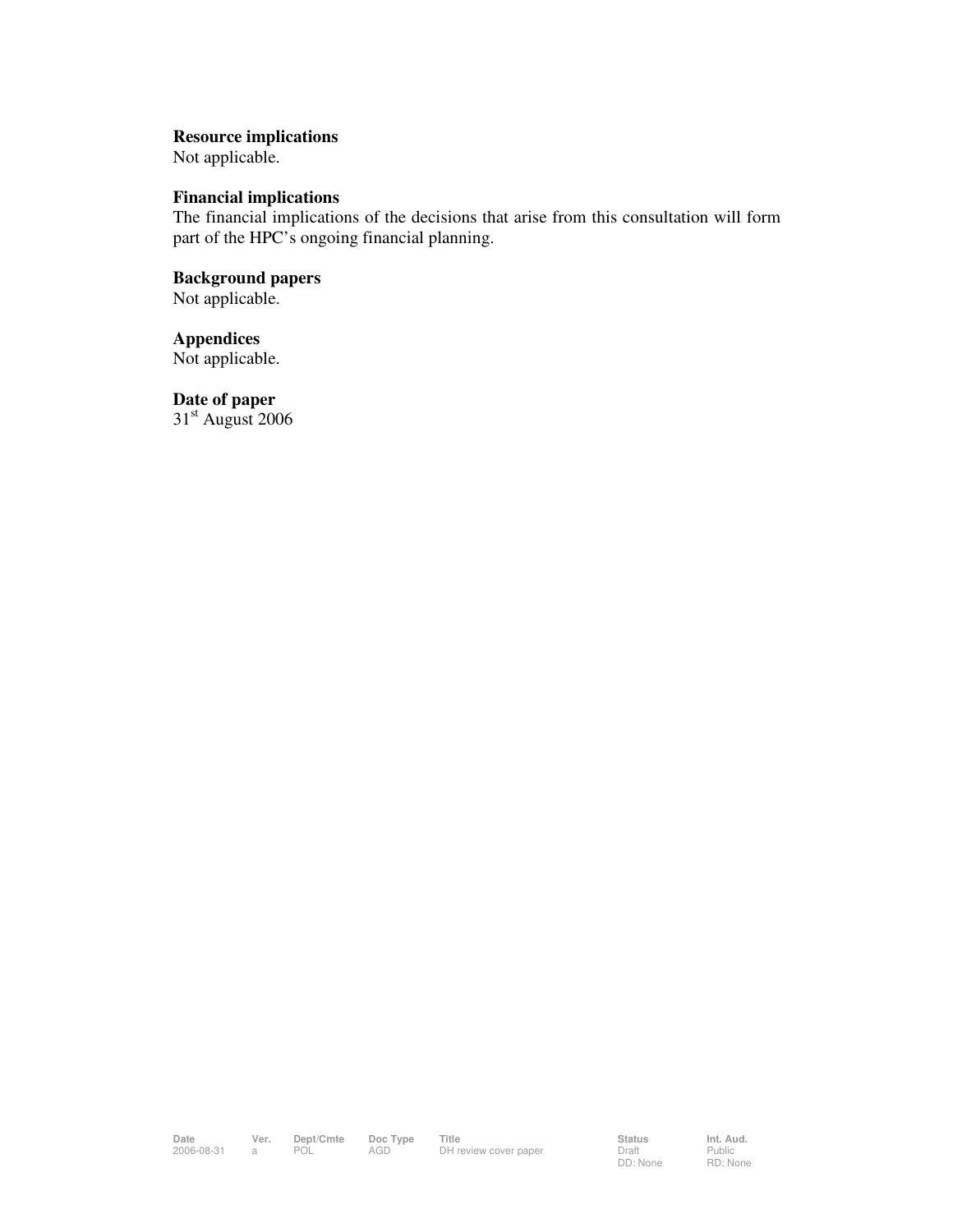**Resource implications**
Not applicable.

**Financial implications**
The financial implications of the decisions that arise from this consultation will form part of the HPC's ongoing financial planning.

**Background papers**
Not applicable.

**Appendices**
Not applicable.

**Date of paper**
31st August 2006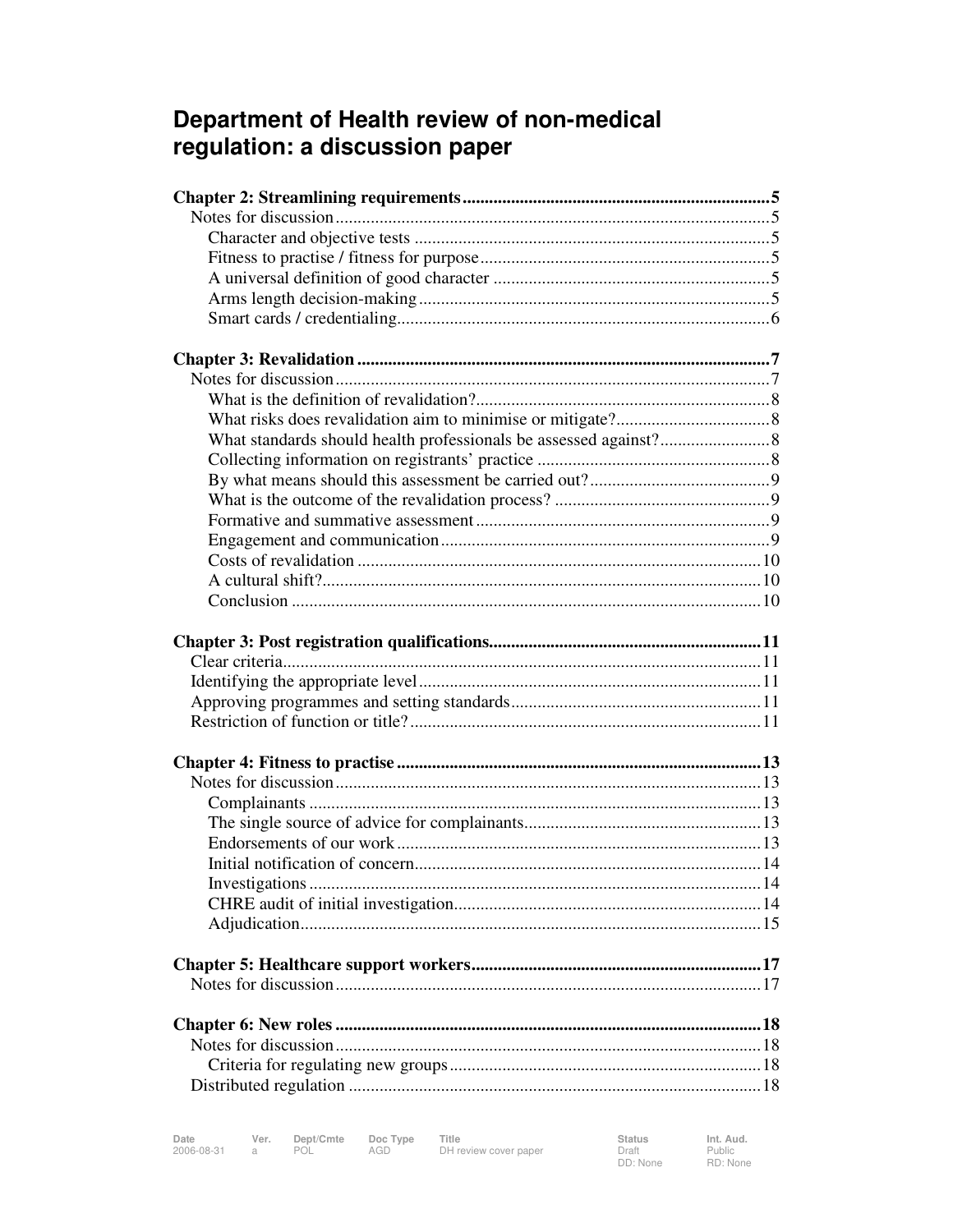# Department of Health review of non-medical regulation: a discussion paper

**Chapter 2: Streamlining requirements** .......... 5
- Notes for discussion .......... 5
  - Character and objective tests .......... 5
  - Fitness to practise / fitness for purpose .......... 5
  - A universal definition of good character .......... 5
  - Arms length decision-making .......... 5
  - Smart cards / credentialing .......... 6

**Chapter 3: Revalidation** .......... 7
- Notes for discussion .......... 7
  - What is the definition of revalidation? .......... 8
  - What risks does revalidation aim to minimise or mitigate? .......... 8
  - What standards should health professionals be assessed against? .......... 8
  - Collecting information on registrants' practice .......... 8
  - By what means should this assessment be carried out? .......... 9
  - What is the outcome of the revalidation process? .......... 9
  - Formative and summative assessment .......... 9
  - Engagement and communication .......... 9
  - Costs of revalidation .......... 10
  - A cultural shift? .......... 10
  - Conclusion .......... 10

**Chapter 3: Post registration qualifications** .......... 11
- Clear criteria .......... 11
- Identifying the appropriate level .......... 11
- Approving programmes and setting standards .......... 11
- Restriction of function or title? .......... 11

**Chapter 4: Fitness to practise** .......... 13
- Notes for discussion .......... 13
  - Complainants .......... 13
  - The single source of advice for complainants .......... 13
  - Endorsements of our work .......... 13
  - Initial notification of concern .......... 14
  - Investigations .......... 14
  - CHRE audit of initial investigation .......... 14
  - Adjudication .......... 15

**Chapter 5: Healthcare support workers** .......... 17
- Notes for discussion .......... 17

**Chapter 6: New roles** .......... 18
- Notes for discussion .......... 18
  - Criteria for regulating new groups .......... 18
- Distributed regulation .......... 18

| Date | Ver. | Dept/Cmte | Doc Type | Title | Status | Int. Aud. |
|---|---|---|---|---|---|---|
| 2006-08-31 | a | POL | AGD | DH review cover paper | Draft DD: None | Public RD: None |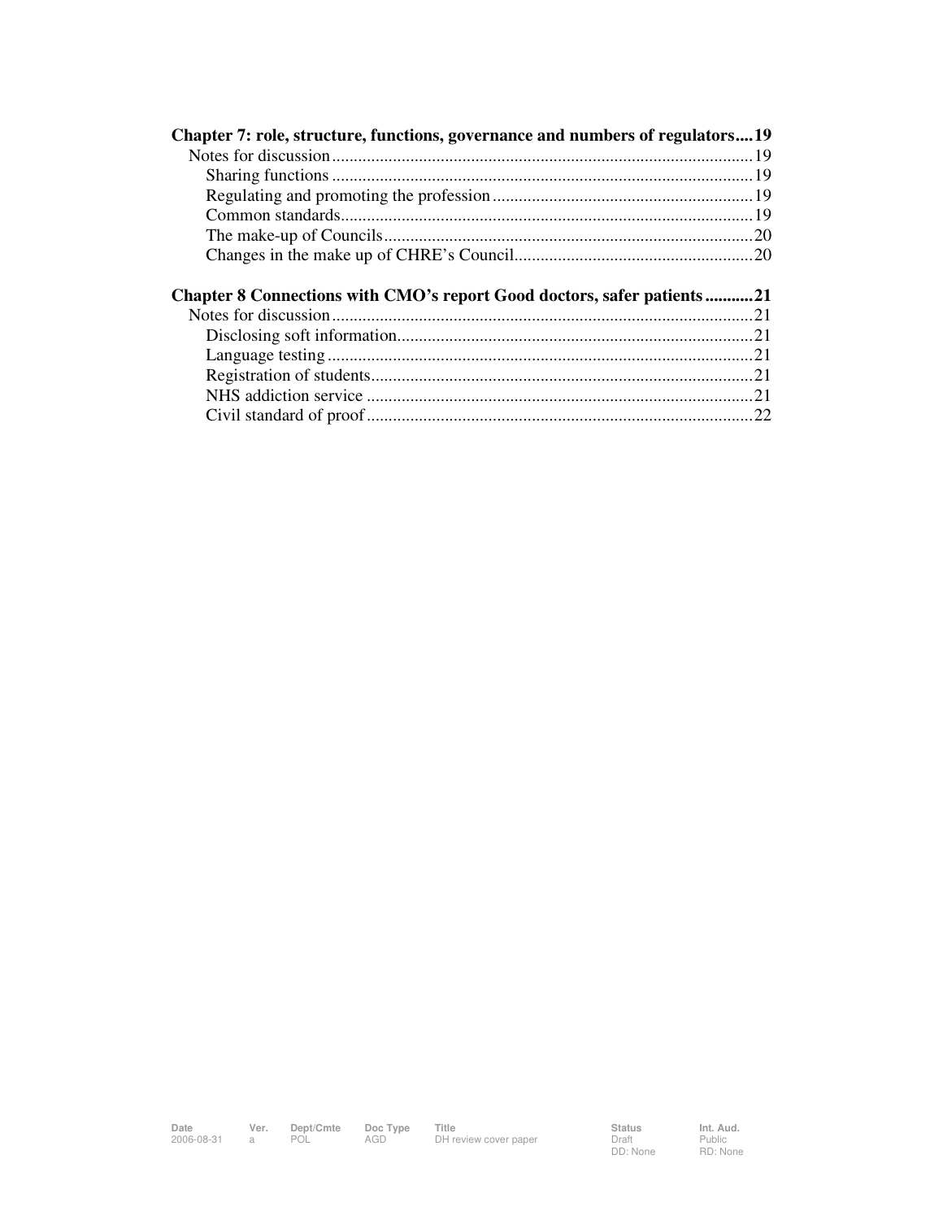**Chapter 7: role, structure, functions, governance and numbers of regulators....19**

Notes for discussion................................................................................................19

Sharing functions ................................................................................................19

Regulating and promoting the profession ..........................................................19

Common standards..............................................................................................19

The make-up of Councils....................................................................................20

Changes in the make up of CHRE's Council......................................................20

**Chapter 8 Connections with CMO's report Good doctors, safer patients ...........21**

Notes for discussion................................................................................................21

Disclosing soft information.................................................................................21

Language testing .................................................................................................21

Registration of students.......................................................................................21

NHS addiction service ........................................................................................21

Civil standard of proof ........................................................................................22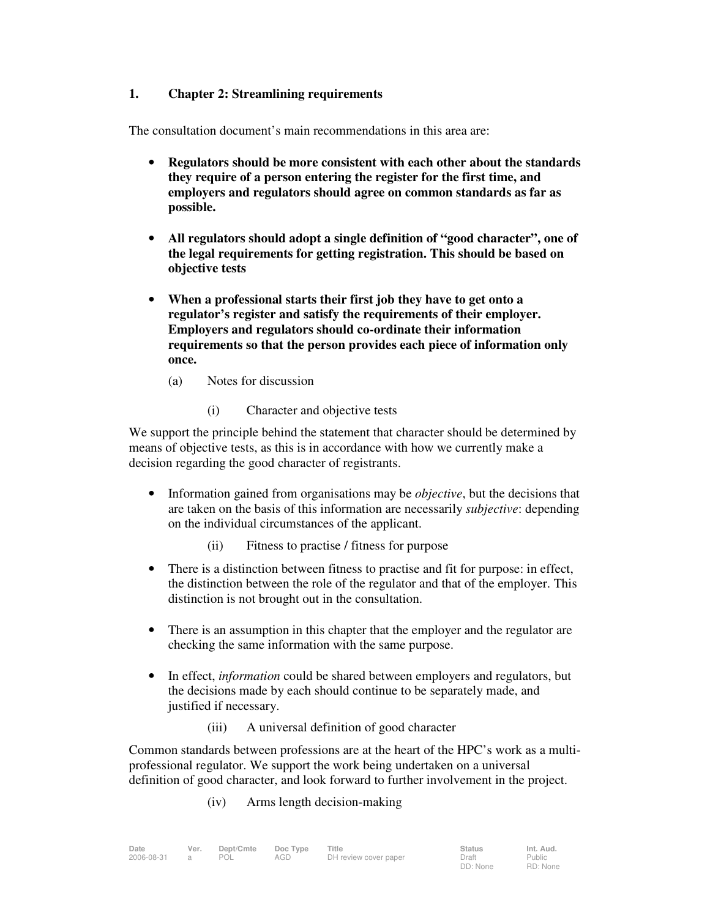## 1. Chapter 2: Streamlining requirements

The consultation document's main recommendations in this area are:

- **Regulators should be more consistent with each other about the standards they require of a person entering the register for the first time, and employers and regulators should agree on common standards as far as possible.**
- **All regulators should adopt a single definition of "good character", one of the legal requirements for getting registration. This should be based on objective tests**
- **When a professional starts their first job they have to get onto a regulator's register and satisfy the requirements of their employer. Employers and regulators should co-ordinate their information requirements so that the person provides each piece of information only once.**

### (a) Notes for discussion

#### (i) Character and objective tests

We support the principle behind the statement that character should be determined by means of objective tests, as this is in accordance with how we currently make a decision regarding the good character of registrants.

- Information gained from organisations may be *objective*, but the decisions that are taken on the basis of this information are necessarily *subjective*: depending on the individual circumstances of the applicant.

#### (ii) Fitness to practise / fitness for purpose

- There is a distinction between fitness to practise and fit for purpose: in effect, the distinction between the role of the regulator and that of the employer. This distinction is not brought out in the consultation.
- There is an assumption in this chapter that the employer and the regulator are checking the same information with the same purpose.
- In effect, *information* could be shared between employers and regulators, but the decisions made by each should continue to be separately made, and justified if necessary.

#### (iii) A universal definition of good character

Common standards between professions are at the heart of the HPC's work as a multi-professional regulator. We support the work being undertaken on a universal definition of good character, and look forward to further involvement in the project.

#### (iv) Arms length decision-making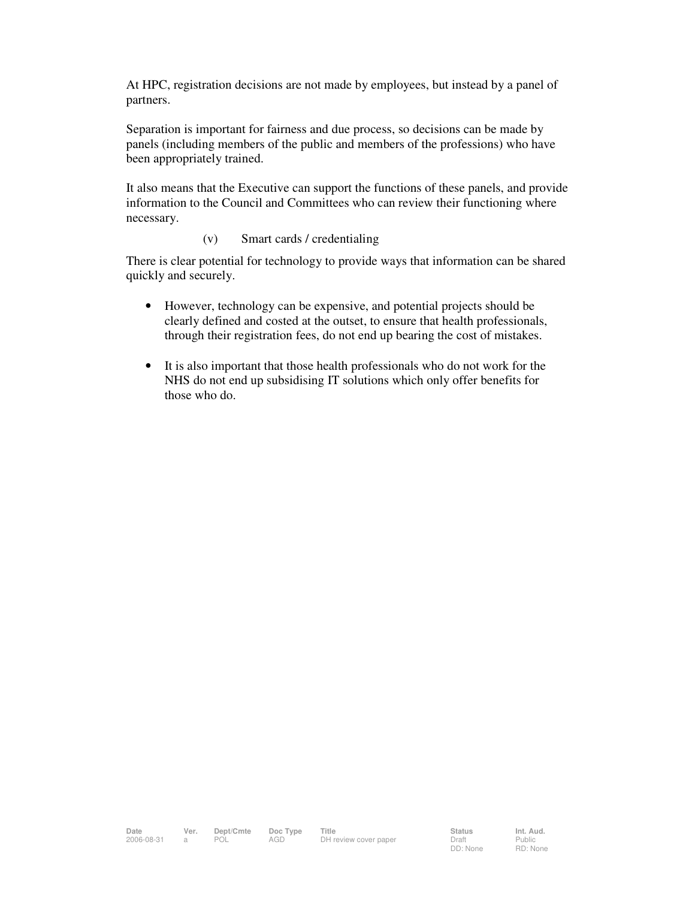At HPC, registration decisions are not made by employees, but instead by a panel of partners.

Separation is important for fairness and due process, so decisions can be made by panels (including members of the public and members of the professions) who have been appropriately trained.

It also means that the Executive can support the functions of these panels, and provide information to the Council and Committees who can review their functioning where necessary.

(v) Smart cards / credentialing

There is clear potential for technology to provide ways that information can be shared quickly and securely.

- However, technology can be expensive, and potential projects should be clearly defined and costed at the outset, to ensure that health professionals, through their registration fees, do not end up bearing the cost of mistakes.

- It is also important that those health professionals who do not work for the NHS do not end up subsidising IT solutions which only offer benefits for those who do.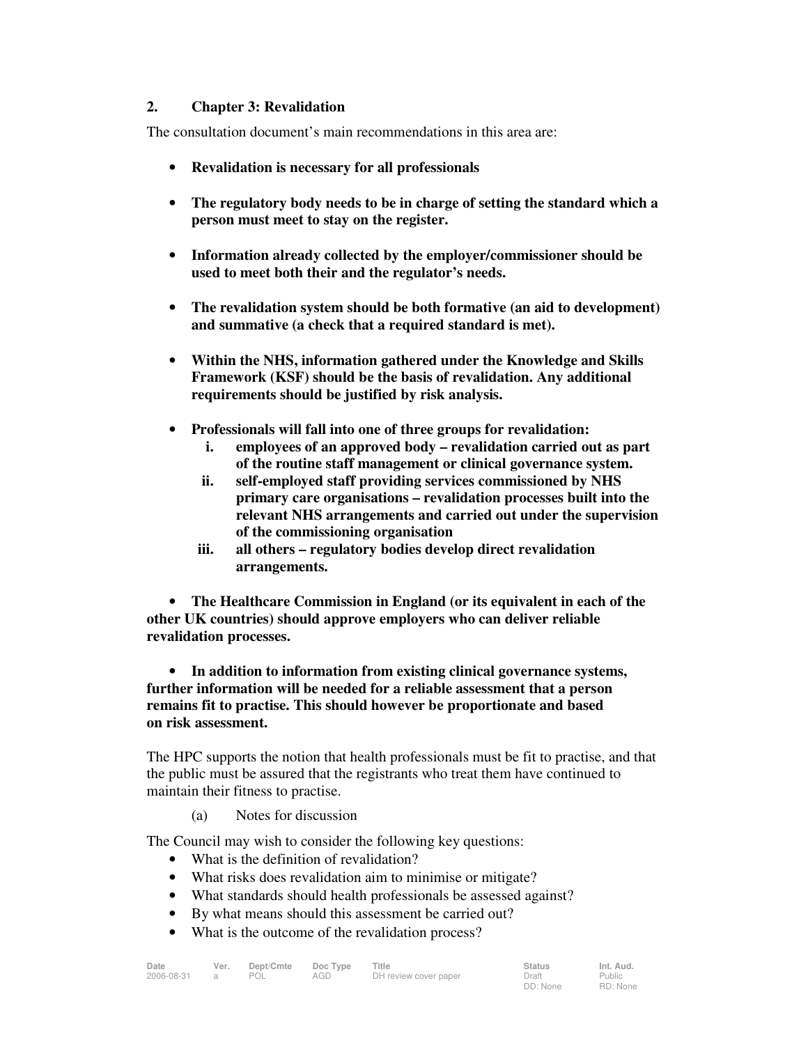## 2. Chapter 3: Revalidation

The consultation document's main recommendations in this area are:

- **Revalidation is necessary for all professionals**
- **The regulatory body needs to be in charge of setting the standard which a person must meet to stay on the register.**
- **Information already collected by the employer/commissioner should be used to meet both their and the regulator's needs.**
- **The revalidation system should be both formative (an aid to development) and summative (a check that a required standard is met).**
- **Within the NHS, information gathered under the Knowledge and Skills Framework (KSF) should be the basis of revalidation. Any additional requirements should be justified by risk analysis.**
- **Professionals will fall into one of three groups for revalidation:**
    - **i. employees of an approved body – revalidation carried out as part of the routine staff management or clinical governance system.**
    - **ii. self-employed staff providing services commissioned by NHS primary care organisations – revalidation processes built into the relevant NHS arrangements and carried out under the supervision of the commissioning organisation**
    - **iii. all others – regulatory bodies develop direct revalidation arrangements.**
- **The Healthcare Commission in England (or its equivalent in each of the other UK countries) should approve employers who can deliver reliable revalidation processes.**
- **In addition to information from existing clinical governance systems, further information will be needed for a reliable assessment that a person remains fit to practise. This should however be proportionate and based on risk assessment.**

The HPC supports the notion that health professionals must be fit to practise, and that the public must be assured that the registrants who treat them have continued to maintain their fitness to practise.

(a) Notes for discussion

The Council may wish to consider the following key questions:

- What is the definition of revalidation?
- What risks does revalidation aim to minimise or mitigate?
- What standards should health professionals be assessed against?
- By what means should this assessment be carried out?
- What is the outcome of the revalidation process?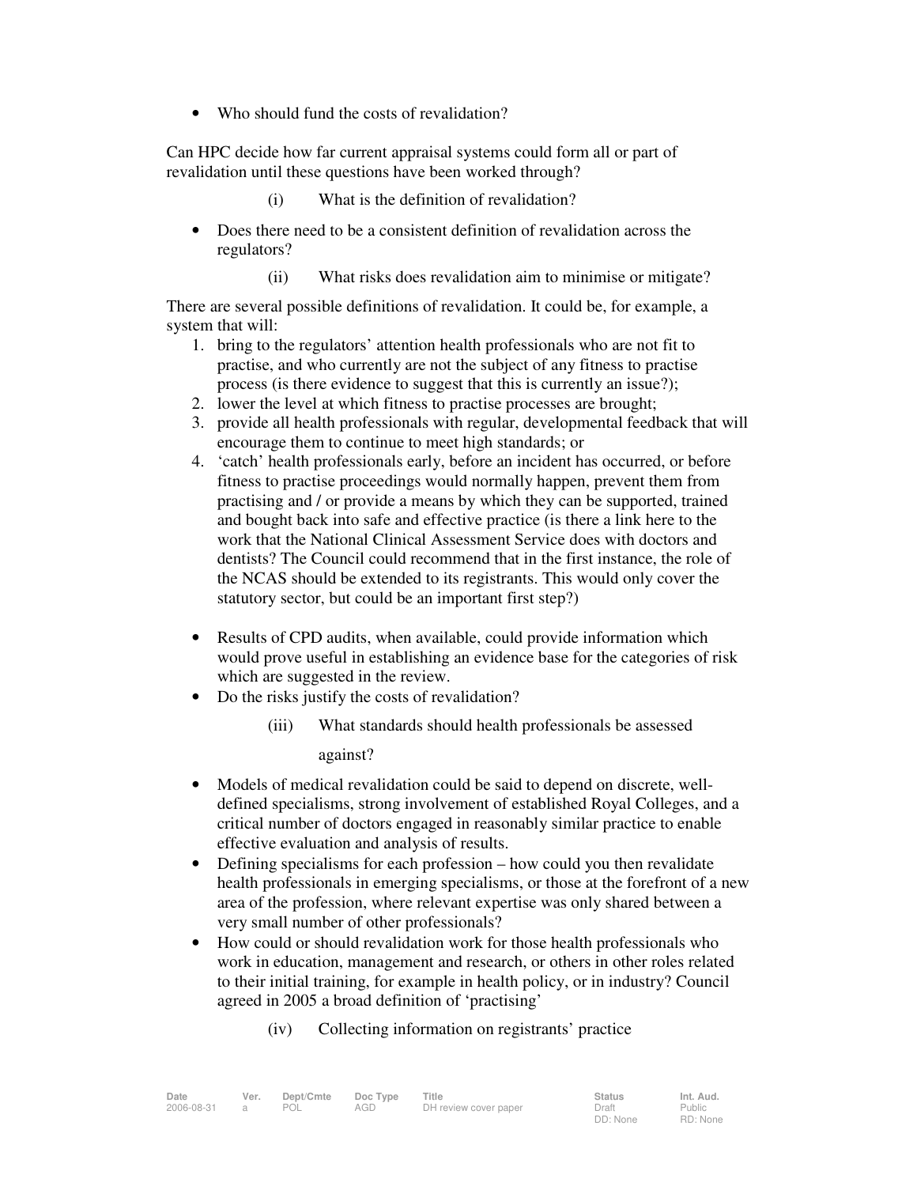- Who should fund the costs of revalidation?

Can HPC decide how far current appraisal systems could form all or part of revalidation until these questions have been worked through?

(i) What is the definition of revalidation?

- Does there need to be a consistent definition of revalidation across the regulators?

(ii) What risks does revalidation aim to minimise or mitigate?

There are several possible definitions of revalidation. It could be, for example, a system that will:

1. bring to the regulators' attention health professionals who are not fit to practise, and who currently are not the subject of any fitness to practise process (is there evidence to suggest that this is currently an issue?);
2. lower the level at which fitness to practise processes are brought;
3. provide all health professionals with regular, developmental feedback that will encourage them to continue to meet high standards; or
4. 'catch' health professionals early, before an incident has occurred, or before fitness to practise proceedings would normally happen, prevent them from practising and / or provide a means by which they can be supported, trained and bought back into safe and effective practice (is there a link here to the work that the National Clinical Assessment Service does with doctors and dentists? The Council could recommend that in the first instance, the role of the NCAS should be extended to its registrants. This would only cover the statutory sector, but could be an important first step?)

- Results of CPD audits, when available, could provide information which would prove useful in establishing an evidence base for the categories of risk which are suggested in the review.
- Do the risks justify the costs of revalidation?

(iii) What standards should health professionals be assessed against?

- Models of medical revalidation could be said to depend on discrete, well-defined specialisms, strong involvement of established Royal Colleges, and a critical number of doctors engaged in reasonably similar practice to enable effective evaluation and analysis of results.
- Defining specialisms for each profession – how could you then revalidate health professionals in emerging specialisms, or those at the forefront of a new area of the profession, where relevant expertise was only shared between a very small number of other professionals?
- How could or should revalidation work for those health professionals who work in education, management and research, or others in other roles related to their initial training, for example in health policy, or in industry? Council agreed in 2005 a broad definition of 'practising'

(iv) Collecting information on registrants' practice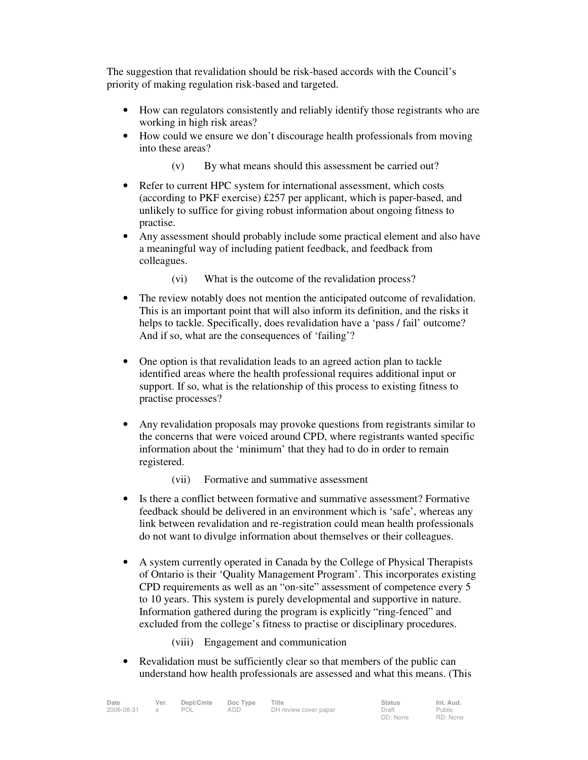The suggestion that revalidation should be risk-based accords with the Council's priority of making regulation risk-based and targeted.

- How can regulators consistently and reliably identify those registrants who are working in high risk areas?
- How could we ensure we don't discourage health professionals from moving into these areas?

(v) By what means should this assessment be carried out?

- Refer to current HPC system for international assessment, which costs (according to PKF exercise) £257 per applicant, which is paper-based, and unlikely to suffice for giving robust information about ongoing fitness to practise.
- Any assessment should probably include some practical element and also have a meaningful way of including patient feedback, and feedback from colleagues.

(vi) What is the outcome of the revalidation process?

- The review notably does not mention the anticipated outcome of revalidation. This is an important point that will also inform its definition, and the risks it helps to tackle. Specifically, does revalidation have a 'pass / fail' outcome? And if so, what are the consequences of 'failing'?

- One option is that revalidation leads to an agreed action plan to tackle identified areas where the health professional requires additional input or support. If so, what is the relationship of this process to existing fitness to practise processes?

- Any revalidation proposals may provoke questions from registrants similar to the concerns that were voiced around CPD, where registrants wanted specific information about the 'minimum' that they had to do in order to remain registered.

(vii) Formative and summative assessment

- Is there a conflict between formative and summative assessment? Formative feedback should be delivered in an environment which is 'safe', whereas any link between revalidation and re-registration could mean health professionals do not want to divulge information about themselves or their colleagues.

- A system currently operated in Canada by the College of Physical Therapists of Ontario is their 'Quality Management Program'. This incorporates existing CPD requirements as well as an "on-site" assessment of competence every 5 to 10 years. This system is purely developmental and supportive in nature. Information gathered during the program is explicitly "ring-fenced" and excluded from the college's fitness to practise or disciplinary procedures.

(viii) Engagement and communication

- Revalidation must be sufficiently clear so that members of the public can understand how health professionals are assessed and what this means. (This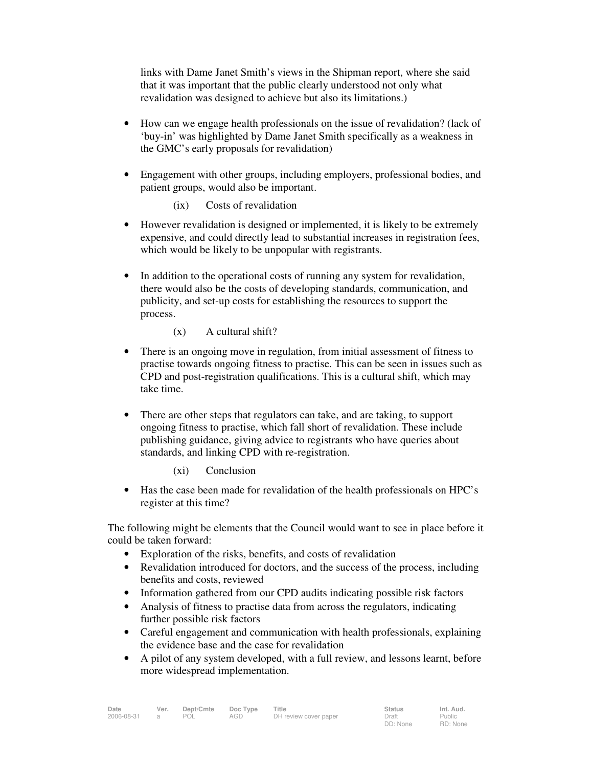links with Dame Janet Smith's views in the Shipman report, where she said that it was important that the public clearly understood not only what revalidation was designed to achieve but also its limitations.)

- How can we engage health professionals on the issue of revalidation? (lack of 'buy-in' was highlighted by Dame Janet Smith specifically as a weakness in the GMC's early proposals for revalidation)

- Engagement with other groups, including employers, professional bodies, and patient groups, would also be important.

(ix) Costs of revalidation

- However revalidation is designed or implemented, it is likely to be extremely expensive, and could directly lead to substantial increases in registration fees, which would be likely to be unpopular with registrants.

- In addition to the operational costs of running any system for revalidation, there would also be the costs of developing standards, communication, and publicity, and set-up costs for establishing the resources to support the process.

(x) A cultural shift?

- There is an ongoing move in regulation, from initial assessment of fitness to practise towards ongoing fitness to practise. This can be seen in issues such as CPD and post-registration qualifications. This is a cultural shift, which may take time.

- There are other steps that regulators can take, and are taking, to support ongoing fitness to practise, which fall short of revalidation. These include publishing guidance, giving advice to registrants who have queries about standards, and linking CPD with re-registration.

(xi) Conclusion

- Has the case been made for revalidation of the health professionals on HPC's register at this time?

The following might be elements that the Council would want to see in place before it could be taken forward:

- Exploration of the risks, benefits, and costs of revalidation
- Revalidation introduced for doctors, and the success of the process, including benefits and costs, reviewed
- Information gathered from our CPD audits indicating possible risk factors
- Analysis of fitness to practise data from across the regulators, indicating further possible risk factors
- Careful engagement and communication with health professionals, explaining the evidence base and the case for revalidation
- A pilot of any system developed, with a full review, and lessons learnt, before more widespread implementation.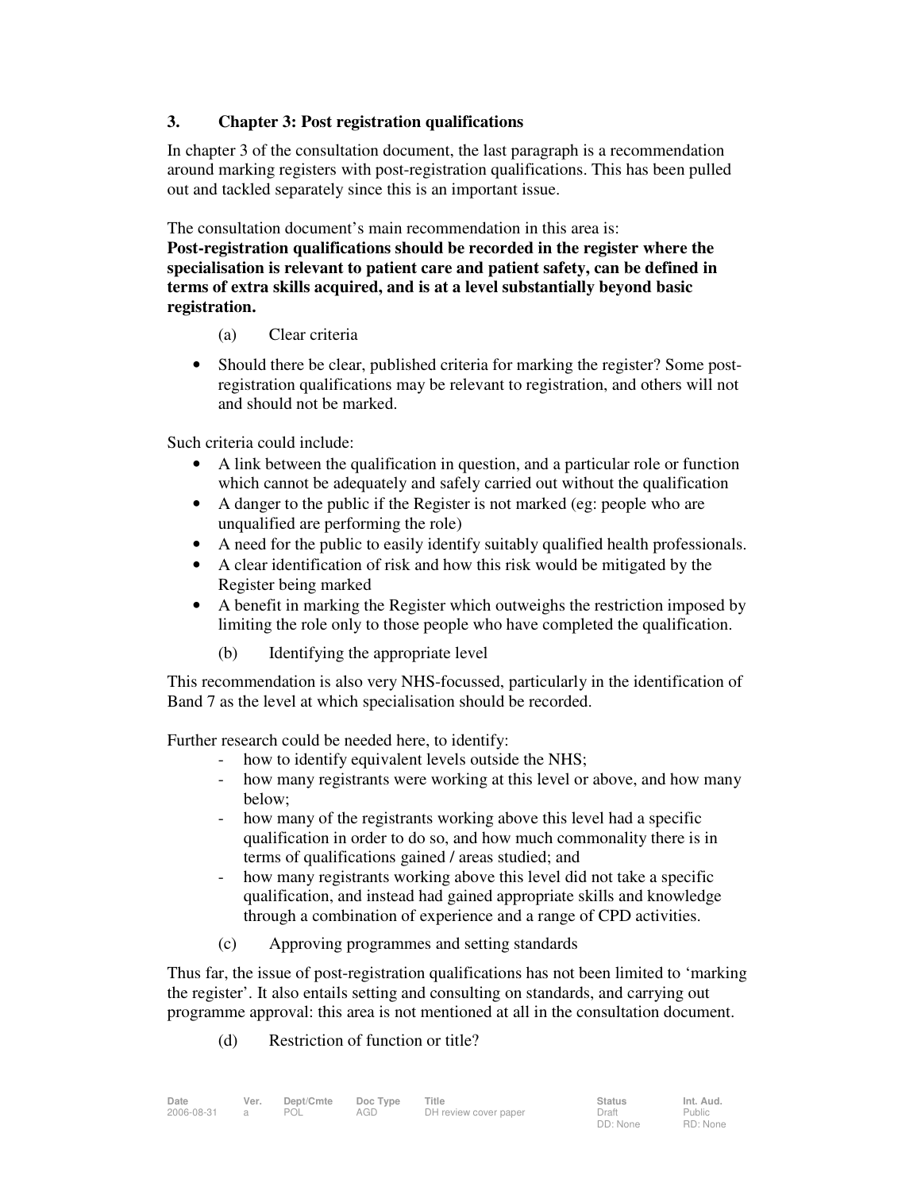## 3. Chapter 3: Post registration qualifications

In chapter 3 of the consultation document, the last paragraph is a recommendation around marking registers with post-registration qualifications. This has been pulled out and tackled separately since this is an important issue.

The consultation document's main recommendation in this area is:
**Post-registration qualifications should be recorded in the register where the specialisation is relevant to patient care and patient safety, can be defined in terms of extra skills acquired, and is at a level substantially beyond basic registration.**

### (a) Clear criteria

- Should there be clear, published criteria for marking the register? Some post-registration qualifications may be relevant to registration, and others will not and should not be marked.

Such criteria could include:

- A link between the qualification in question, and a particular role or function which cannot be adequately and safely carried out without the qualification
- A danger to the public if the Register is not marked (eg: people who are unqualified are performing the role)
- A need for the public to easily identify suitably qualified health professionals.
- A clear identification of risk and how this risk would be mitigated by the Register being marked
- A benefit in marking the Register which outweighs the restriction imposed by limiting the role only to those people who have completed the qualification.

### (b) Identifying the appropriate level

This recommendation is also very NHS-focussed, particularly in the identification of Band 7 as the level at which specialisation should be recorded.

Further research could be needed here, to identify:

- how to identify equivalent levels outside the NHS;
- how many registrants were working at this level or above, and how many below;
- how many of the registrants working above this level had a specific qualification in order to do so, and how much commonality there is in terms of qualifications gained / areas studied; and
- how many registrants working above this level did not take a specific qualification, and instead had gained appropriate skills and knowledge through a combination of experience and a range of CPD activities.

### (c) Approving programmes and setting standards

Thus far, the issue of post-registration qualifications has not been limited to 'marking the register'. It also entails setting and consulting on standards, and carrying out programme approval: this area is not mentioned at all in the consultation document.

### (d) Restriction of function or title?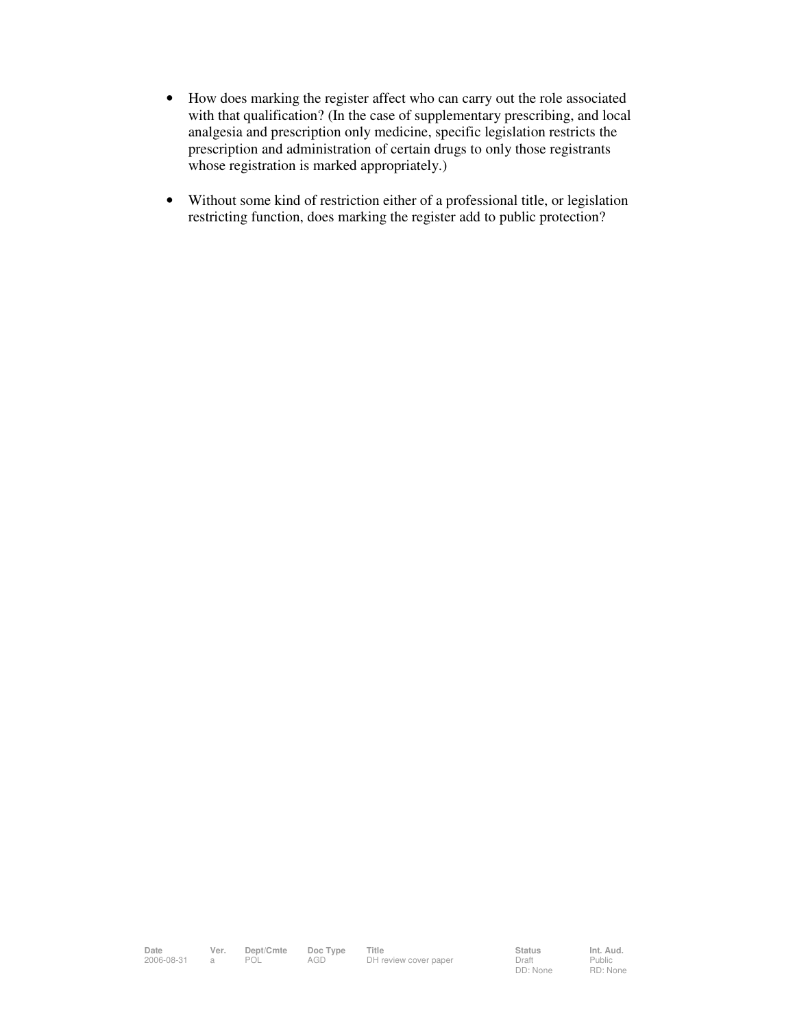- How does marking the register affect who can carry out the role associated with that qualification? (In the case of supplementary prescribing, and local analgesia and prescription only medicine, specific legislation restricts the prescription and administration of certain drugs to only those registrants whose registration is marked appropriately.)

- Without some kind of restriction either of a professional title, or legislation restricting function, does marking the register add to public protection?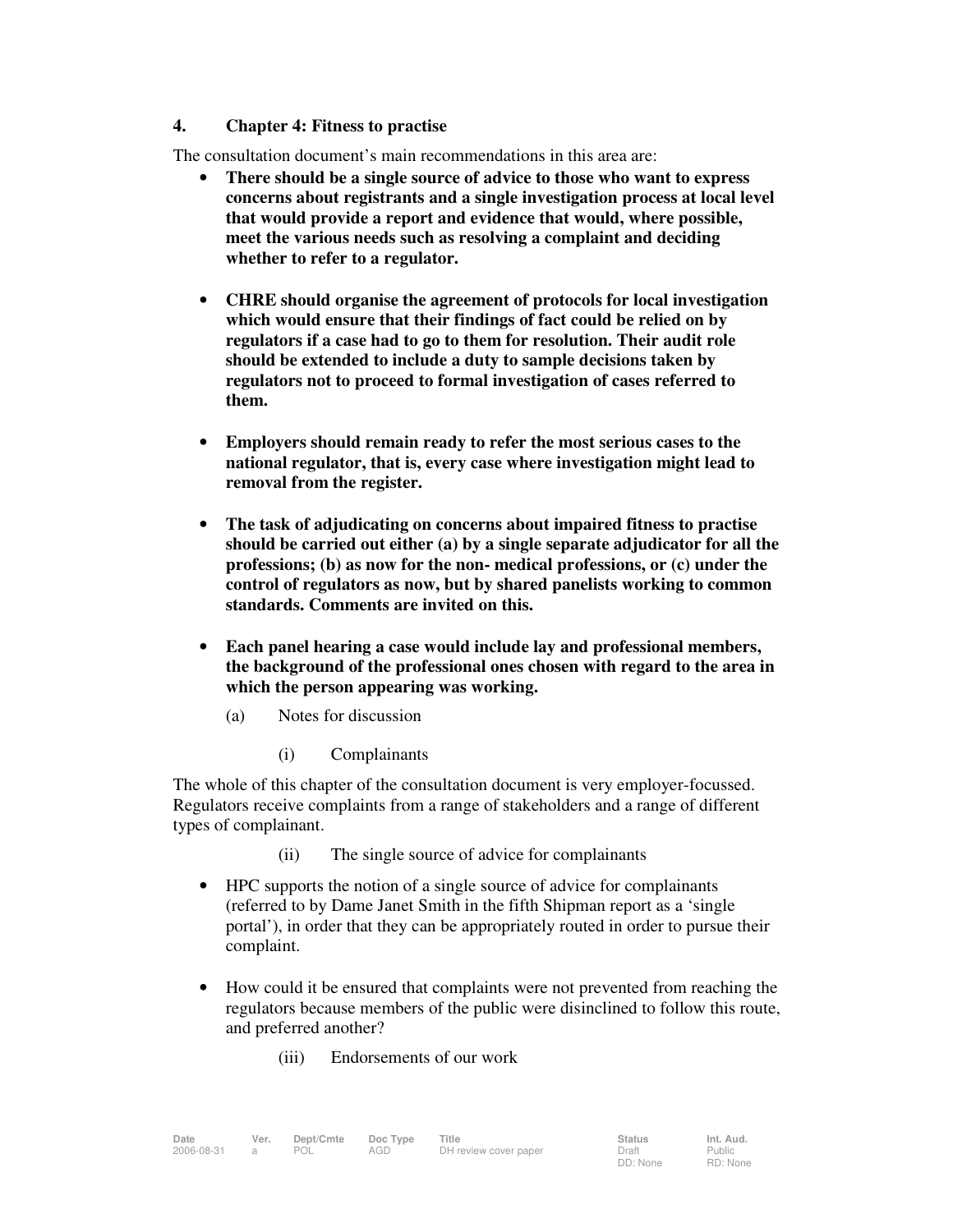## 4. Chapter 4: Fitness to practise

The consultation document's main recommendations in this area are:

- **There should be a single source of advice to those who want to express concerns about registrants and a single investigation process at local level that would provide a report and evidence that would, where possible, meet the various needs such as resolving a complaint and deciding whether to refer to a regulator.**

- **CHRE should organise the agreement of protocols for local investigation which would ensure that their findings of fact could be relied on by regulators if a case had to go to them for resolution. Their audit role should be extended to include a duty to sample decisions taken by regulators not to proceed to formal investigation of cases referred to them.**

- **Employers should remain ready to refer the most serious cases to the national regulator, that is, every case where investigation might lead to removal from the register.**

- **The task of adjudicating on concerns about impaired fitness to practise should be carried out either (a) by a single separate adjudicator for all the professions; (b) as now for the non- medical professions, or (c) under the control of regulators as now, but by shared panelists working to common standards. Comments are invited on this.**

- **Each panel hearing a case would include lay and professional members, the background of the professional ones chosen with regard to the area in which the person appearing was working.**

(a) Notes for discussion

(i) Complainants

The whole of this chapter of the consultation document is very employer-focussed. Regulators receive complaints from a range of stakeholders and a range of different types of complainant.

(ii) The single source of advice for complainants

- HPC supports the notion of a single source of advice for complainants (referred to by Dame Janet Smith in the fifth Shipman report as a 'single portal'), in order that they can be appropriately routed in order to pursue their complaint.

- How could it be ensured that complaints were not prevented from reaching the regulators because members of the public were disinclined to follow this route, and preferred another?

(iii) Endorsements of our work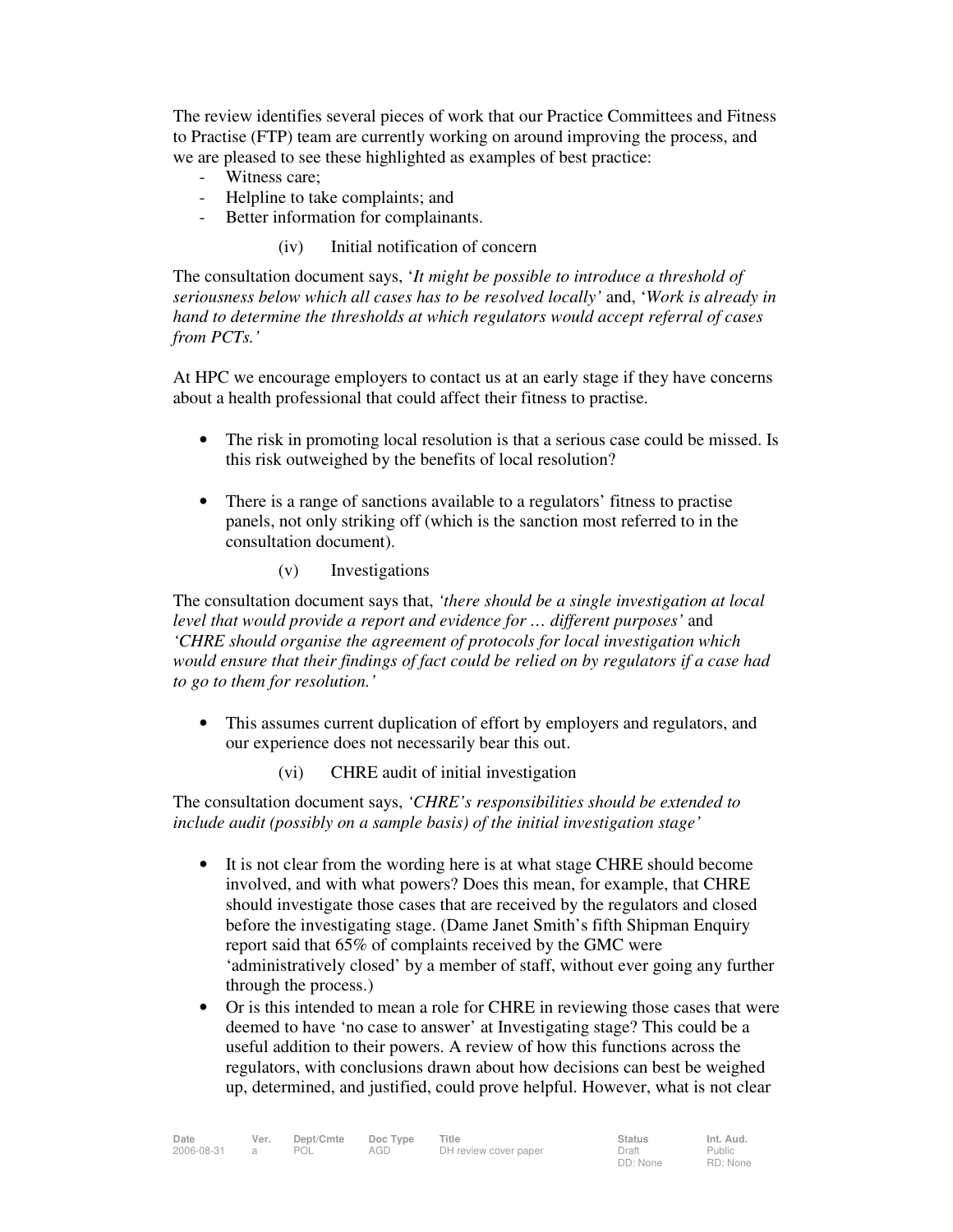The review identifies several pieces of work that our Practice Committees and Fitness to Practise (FTP) team are currently working on around improving the process, and we are pleased to see these highlighted as examples of best practice:

- Witness care;
- Helpline to take complaints; and
- Better information for complainants.

(iv) Initial notification of concern

The consultation document says, '*It might be possible to introduce a threshold of seriousness below which all cases has to be resolved locally'* and, '*Work is already in hand to determine the thresholds at which regulators would accept referral of cases from PCTs.'*

At HPC we encourage employers to contact us at an early stage if they have concerns about a health professional that could affect their fitness to practise.

- The risk in promoting local resolution is that a serious case could be missed. Is this risk outweighed by the benefits of local resolution?
- There is a range of sanctions available to a regulators' fitness to practise panels, not only striking off (which is the sanction most referred to in the consultation document).

(v) Investigations

The consultation document says that, *'there should be a single investigation at local level that would provide a report and evidence for … different purposes'* and *'CHRE should organise the agreement of protocols for local investigation which would ensure that their findings of fact could be relied on by regulators if a case had to go to them for resolution.'*

- This assumes current duplication of effort by employers and regulators, and our experience does not necessarily bear this out.

(vi) CHRE audit of initial investigation

The consultation document says, *'CHRE's responsibilities should be extended to include audit (possibly on a sample basis) of the initial investigation stage'*

- It is not clear from the wording here is at what stage CHRE should become involved, and with what powers? Does this mean, for example, that CHRE should investigate those cases that are received by the regulators and closed before the investigating stage. (Dame Janet Smith's fifth Shipman Enquiry report said that 65% of complaints received by the GMC were 'administratively closed' by a member of staff, without ever going any further through the process.)
- Or is this intended to mean a role for CHRE in reviewing those cases that were deemed to have 'no case to answer' at Investigating stage? This could be a useful addition to their powers. A review of how this functions across the regulators, with conclusions drawn about how decisions can best be weighed up, determined, and justified, could prove helpful. However, what is not clear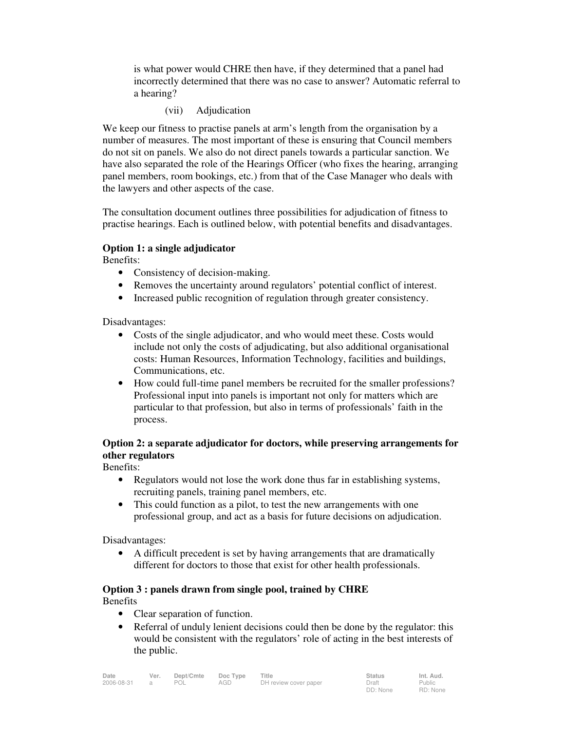is what power would CHRE then have, if they determined that a panel had incorrectly determined that there was no case to answer? Automatic referral to a hearing?

(vii) Adjudication

We keep our fitness to practise panels at arm's length from the organisation by a number of measures. The most important of these is ensuring that Council members do not sit on panels. We also do not direct panels towards a particular sanction. We have also separated the role of the Hearings Officer (who fixes the hearing, arranging panel members, room bookings, etc.) from that of the Case Manager who deals with the lawyers and other aspects of the case.

The consultation document outlines three possibilities for adjudication of fitness to practise hearings. Each is outlined below, with potential benefits and disadvantages.

**Option 1: a single adjudicator**

Benefits:

- Consistency of decision-making.
- Removes the uncertainty around regulators' potential conflict of interest.
- Increased public recognition of regulation through greater consistency.

Disadvantages:

- Costs of the single adjudicator, and who would meet these. Costs would include not only the costs of adjudicating, but also additional organisational costs: Human Resources, Information Technology, facilities and buildings, Communications, etc.
- How could full-time panel members be recruited for the smaller professions? Professional input into panels is important not only for matters which are particular to that profession, but also in terms of professionals' faith in the process.

**Option 2: a separate adjudicator for doctors, while preserving arrangements for other regulators**

Benefits:

- Regulators would not lose the work done thus far in establishing systems, recruiting panels, training panel members, etc.
- This could function as a pilot, to test the new arrangements with one professional group, and act as a basis for future decisions on adjudication.

Disadvantages:

- A difficult precedent is set by having arrangements that are dramatically different for doctors to those that exist for other health professionals.

**Option 3 : panels drawn from single pool, trained by CHRE**

Benefits

- Clear separation of function.
- Referral of unduly lenient decisions could then be done by the regulator: this would be consistent with the regulators' role of acting in the best interests of the public.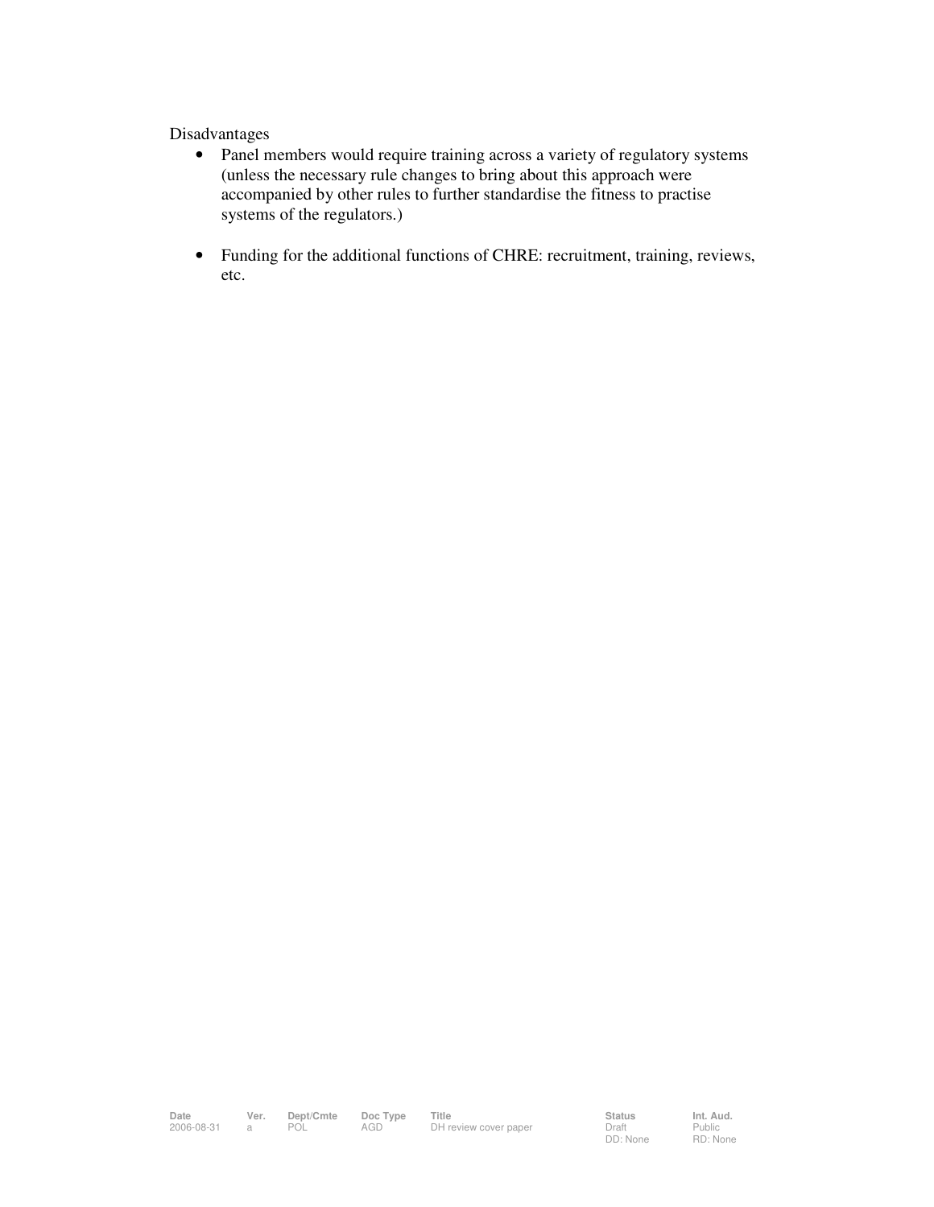Disadvantages

- Panel members would require training across a variety of regulatory systems (unless the necessary rule changes to bring about this approach were accompanied by other rules to further standardise the fitness to practise systems of the regulators.)

- Funding for the additional functions of CHRE: recruitment, training, reviews, etc.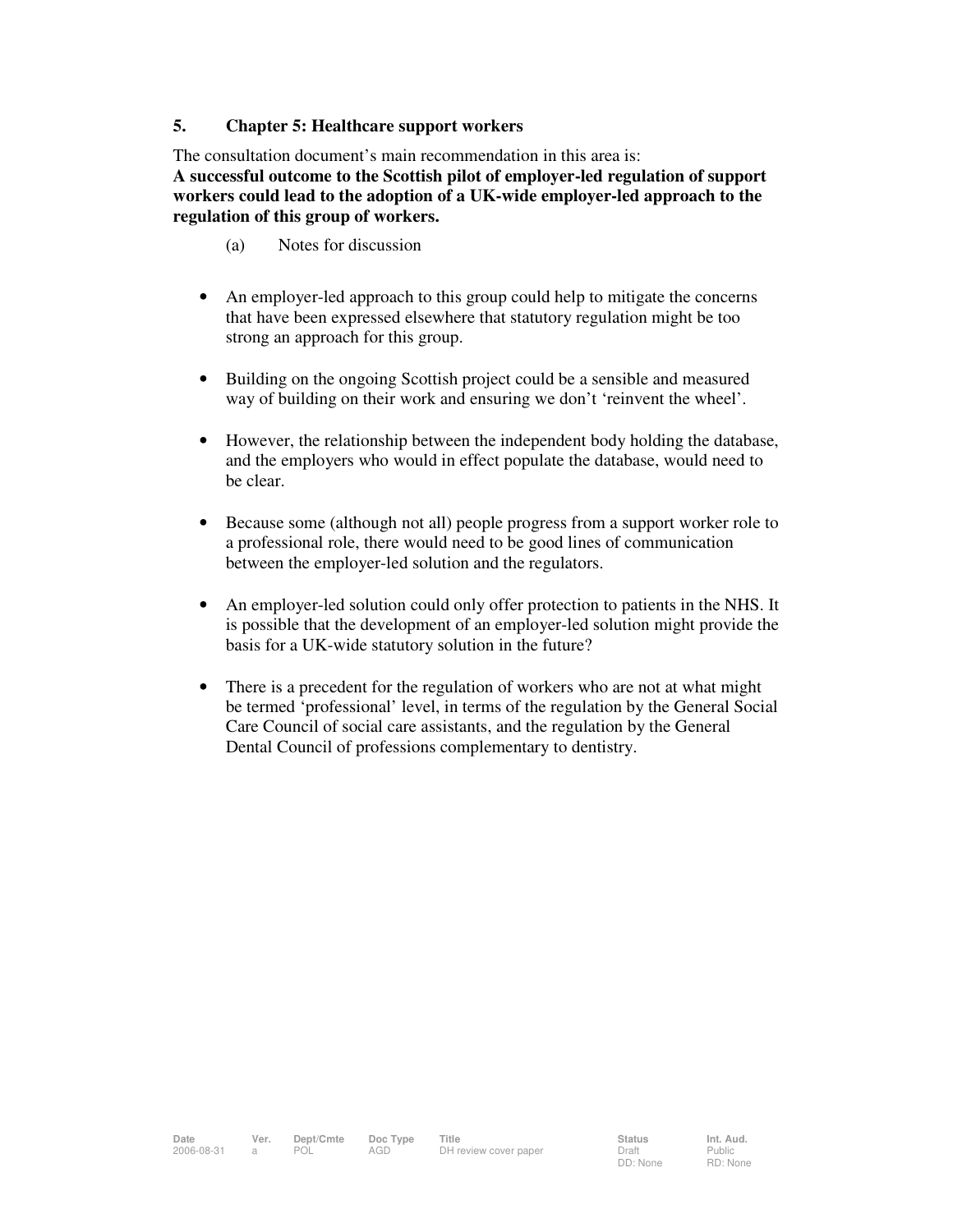## 5. Chapter 5: Healthcare support workers

The consultation document's main recommendation in this area is:
**A successful outcome to the Scottish pilot of employer-led regulation of support workers could lead to the adoption of a UK-wide employer-led approach to the regulation of this group of workers.**

(a) Notes for discussion

- An employer-led approach to this group could help to mitigate the concerns that have been expressed elsewhere that statutory regulation might be too strong an approach for this group.
- Building on the ongoing Scottish project could be a sensible and measured way of building on their work and ensuring we don't 'reinvent the wheel'.
- However, the relationship between the independent body holding the database, and the employers who would in effect populate the database, would need to be clear.
- Because some (although not all) people progress from a support worker role to a professional role, there would need to be good lines of communication between the employer-led solution and the regulators.
- An employer-led solution could only offer protection to patients in the NHS. It is possible that the development of an employer-led solution might provide the basis for a UK-wide statutory solution in the future?
- There is a precedent for the regulation of workers who are not at what might be termed 'professional' level, in terms of the regulation by the General Social Care Council of social care assistants, and the regulation by the General Dental Council of professions complementary to dentistry.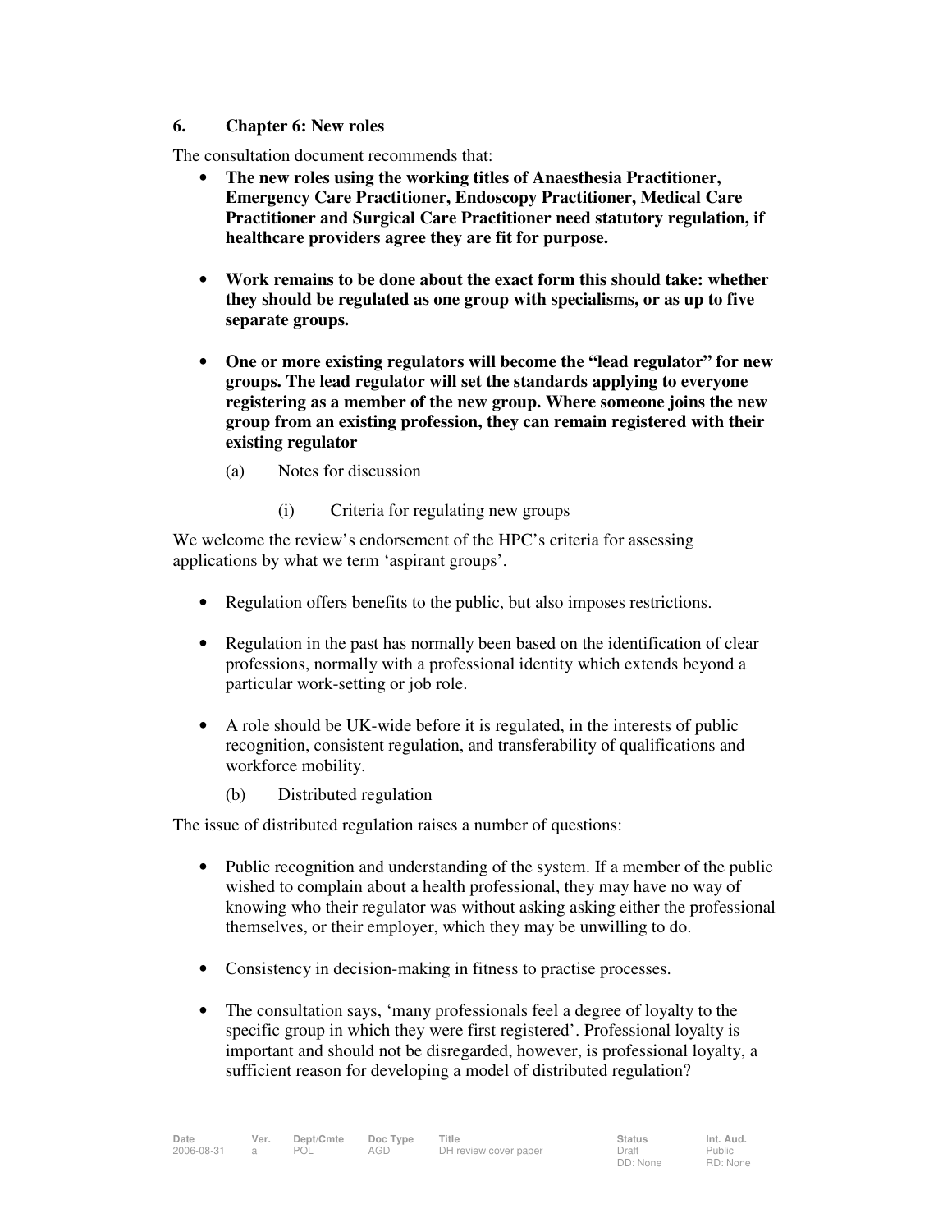## 6. Chapter 6: New roles

The consultation document recommends that:

- **The new roles using the working titles of Anaesthesia Practitioner, Emergency Care Practitioner, Endoscopy Practitioner, Medical Care Practitioner and Surgical Care Practitioner need statutory regulation, if healthcare providers agree they are fit for purpose.**

- **Work remains to be done about the exact form this should take: whether they should be regulated as one group with specialisms, or as up to five separate groups.**

- **One or more existing regulators will become the "lead regulator" for new groups. The lead regulator will set the standards applying to everyone registering as a member of the new group. Where someone joins the new group from an existing profession, they can remain registered with their existing regulator**

### (a) Notes for discussion

#### (i) Criteria for regulating new groups

We welcome the review's endorsement of the HPC's criteria for assessing applications by what we term 'aspirant groups'.

- Regulation offers benefits to the public, but also imposes restrictions.

- Regulation in the past has normally been based on the identification of clear professions, normally with a professional identity which extends beyond a particular work-setting or job role.

- A role should be UK-wide before it is regulated, in the interests of public recognition, consistent regulation, and transferability of qualifications and workforce mobility.

### (b) Distributed regulation

The issue of distributed regulation raises a number of questions:

- Public recognition and understanding of the system. If a member of the public wished to complain about a health professional, they may have no way of knowing who their regulator was without asking asking either the professional themselves, or their employer, which they may be unwilling to do.

- Consistency in decision-making in fitness to practise processes.

- The consultation says, 'many professionals feel a degree of loyalty to the specific group in which they were first registered'. Professional loyalty is important and should not be disregarded, however, is professional loyalty, a sufficient reason for developing a model of distributed regulation?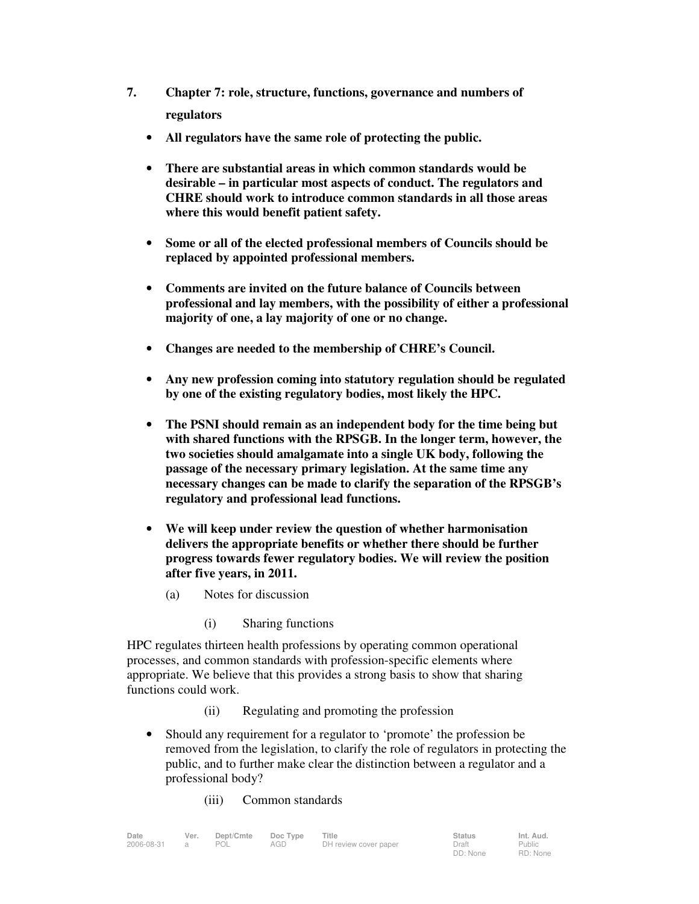## 7. Chapter 7: role, structure, functions, governance and numbers of regulators

- **All regulators have the same role of protecting the public.**
- **There are substantial areas in which common standards would be desirable – in particular most aspects of conduct. The regulators and CHRE should work to introduce common standards in all those areas where this would benefit patient safety.**
- **Some or all of the elected professional members of Councils should be replaced by appointed professional members.**
- **Comments are invited on the future balance of Councils between professional and lay members, with the possibility of either a professional majority of one, a lay majority of one or no change.**
- **Changes are needed to the membership of CHRE's Council.**
- **Any new profession coming into statutory regulation should be regulated by one of the existing regulatory bodies, most likely the HPC.**
- **The PSNI should remain as an independent body for the time being but with shared functions with the RPSGB. In the longer term, however, the two societies should amalgamate into a single UK body, following the passage of the necessary primary legislation. At the same time any necessary changes can be made to clarify the separation of the RPSGB's regulatory and professional lead functions.**
- **We will keep under review the question of whether harmonisation delivers the appropriate benefits or whether there should be further progress towards fewer regulatory bodies. We will review the position after five years, in 2011.**

(a) Notes for discussion

(i) Sharing functions

HPC regulates thirteen health professions by operating common operational processes, and common standards with profession-specific elements where appropriate. We believe that this provides a strong basis to show that sharing functions could work.

(ii) Regulating and promoting the profession

- Should any requirement for a regulator to 'promote' the profession be removed from the legislation, to clarify the role of regulators in protecting the public, and to further make clear the distinction between a regulator and a professional body?

(iii) Common standards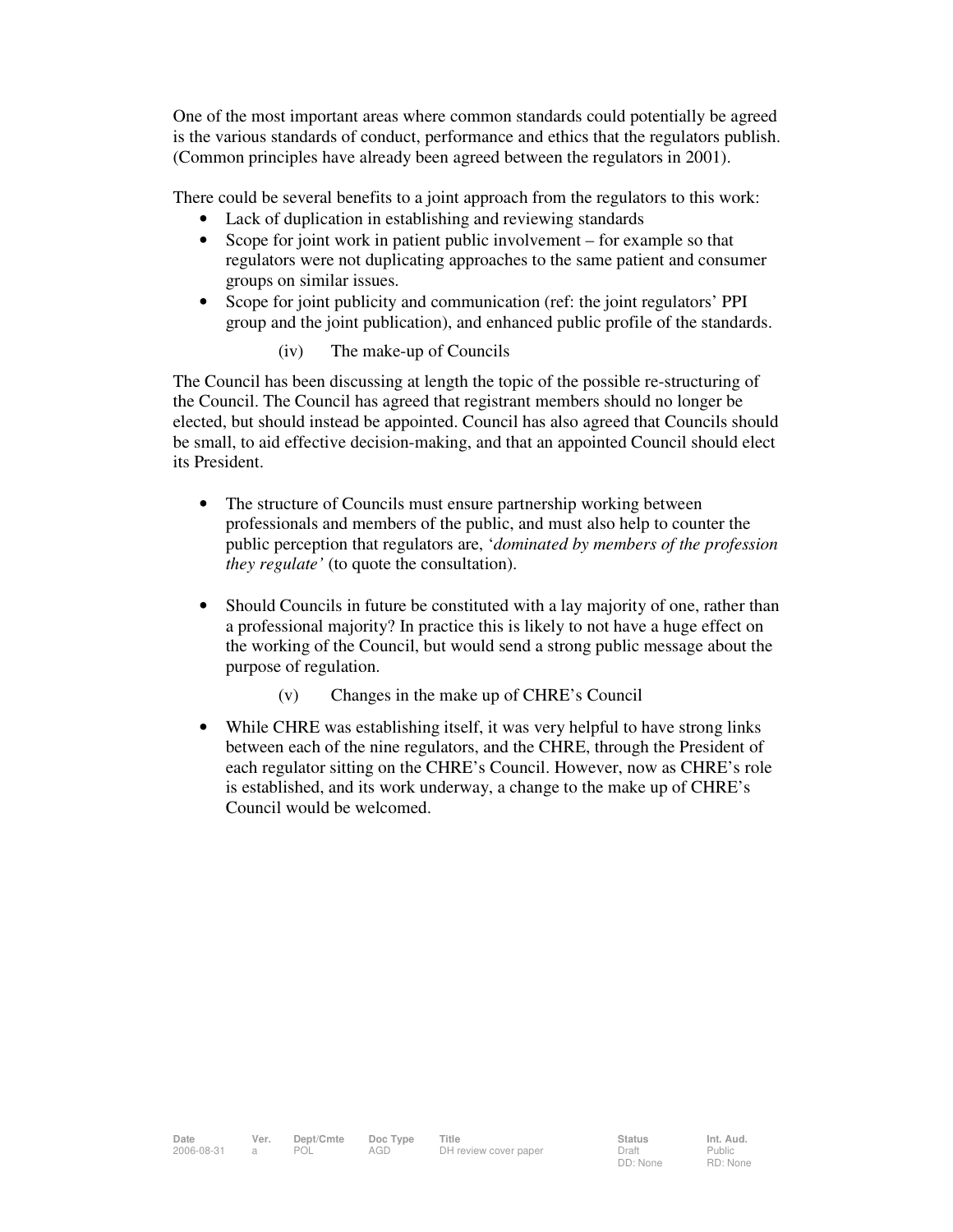One of the most important areas where common standards could potentially be agreed is the various standards of conduct, performance and ethics that the regulators publish. (Common principles have already been agreed between the regulators in 2001).

There could be several benefits to a joint approach from the regulators to this work:

- Lack of duplication in establishing and reviewing standards
- Scope for joint work in patient public involvement – for example so that regulators were not duplicating approaches to the same patient and consumer groups on similar issues.
- Scope for joint publicity and communication (ref: the joint regulators' PPI group and the joint publication), and enhanced public profile of the standards.

(iv) The make-up of Councils

The Council has been discussing at length the topic of the possible re-structuring of the Council. The Council has agreed that registrant members should no longer be elected, but should instead be appointed. Council has also agreed that Councils should be small, to aid effective decision-making, and that an appointed Council should elect its President.

- The structure of Councils must ensure partnership working between professionals and members of the public, and must also help to counter the public perception that regulators are, '*dominated by members of the profession they regulate'* (to quote the consultation).

- Should Councils in future be constituted with a lay majority of one, rather than a professional majority? In practice this is likely to not have a huge effect on the working of the Council, but would send a strong public message about the purpose of regulation.

(v) Changes in the make up of CHRE's Council

- While CHRE was establishing itself, it was very helpful to have strong links between each of the nine regulators, and the CHRE, through the President of each regulator sitting on the CHRE's Council. However, now as CHRE's role is established, and its work underway, a change to the make up of CHRE's Council would be welcomed.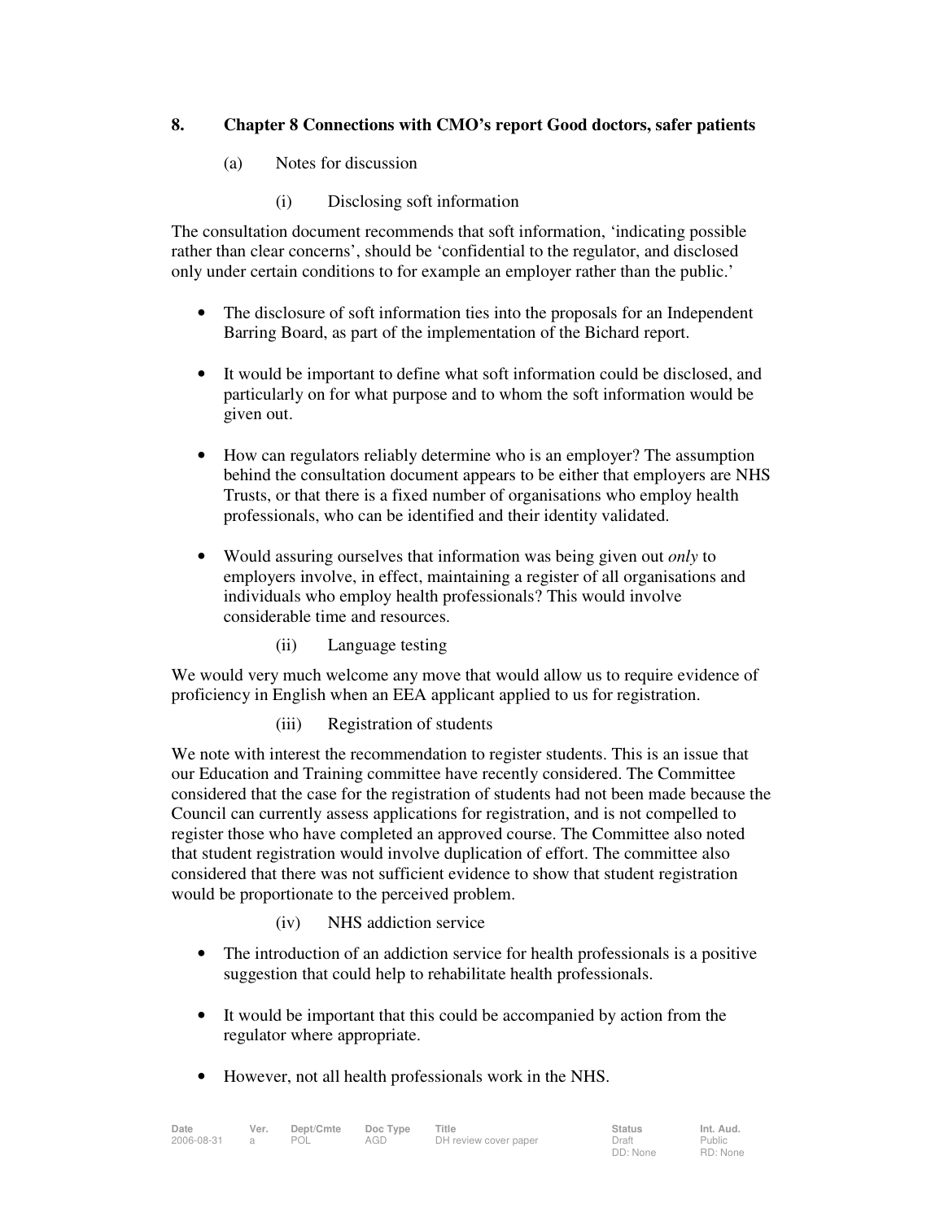## 8. Chapter 8 Connections with CMO's report Good doctors, safer patients

(a) Notes for discussion

(i) Disclosing soft information

The consultation document recommends that soft information, 'indicating possible rather than clear concerns', should be 'confidential to the regulator, and disclosed only under certain conditions to for example an employer rather than the public.'

- The disclosure of soft information ties into the proposals for an Independent Barring Board, as part of the implementation of the Bichard report.
- It would be important to define what soft information could be disclosed, and particularly on for what purpose and to whom the soft information would be given out.
- How can regulators reliably determine who is an employer? The assumption behind the consultation document appears to be either that employers are NHS Trusts, or that there is a fixed number of organisations who employ health professionals, who can be identified and their identity validated.
- Would assuring ourselves that information was being given out *only* to employers involve, in effect, maintaining a register of all organisations and individuals who employ health professionals? This would involve considerable time and resources.

(ii) Language testing

We would very much welcome any move that would allow us to require evidence of proficiency in English when an EEA applicant applied to us for registration.

(iii) Registration of students

We note with interest the recommendation to register students. This is an issue that our Education and Training committee have recently considered. The Committee considered that the case for the registration of students had not been made because the Council can currently assess applications for registration, and is not compelled to register those who have completed an approved course. The Committee also noted that student registration would involve duplication of effort. The committee also considered that there was not sufficient evidence to show that student registration would be proportionate to the perceived problem.

(iv) NHS addiction service

- The introduction of an addiction service for health professionals is a positive suggestion that could help to rehabilitate health professionals.
- It would be important that this could be accompanied by action from the regulator where appropriate.
- However, not all health professionals work in the NHS.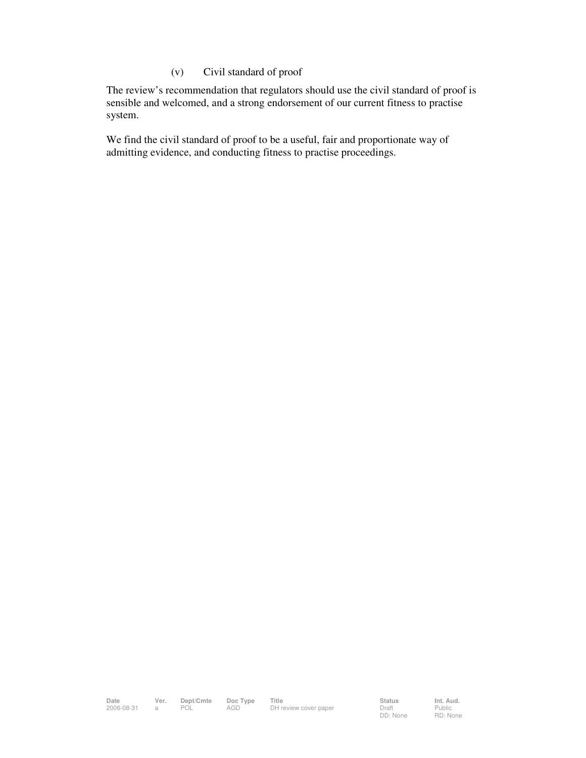(v) Civil standard of proof

The review's recommendation that regulators should use the civil standard of proof is sensible and welcomed, and a strong endorsement of our current fitness to practise system.

We find the civil standard of proof to be a useful, fair and proportionate way of admitting evidence, and conducting fitness to practise proceedings.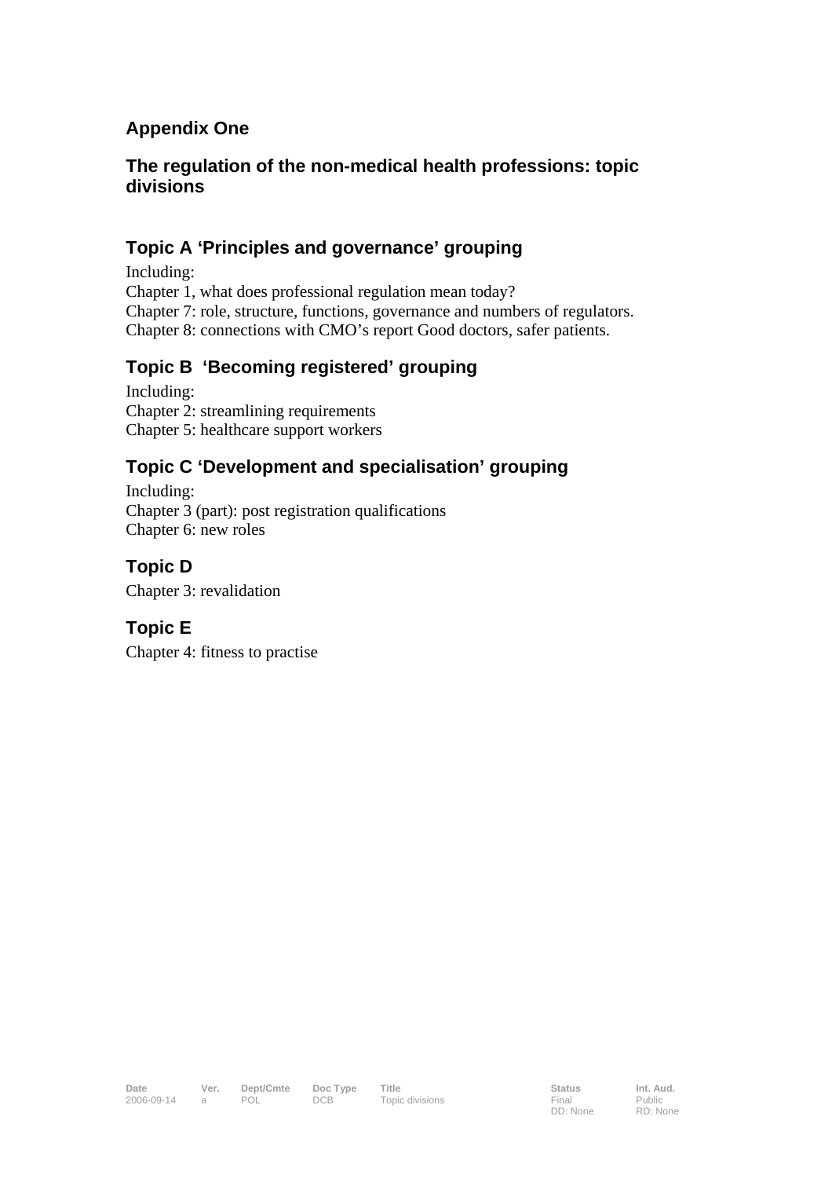## Appendix One

## The regulation of the non-medical health professions: topic divisions

### Topic A 'Principles and governance' grouping

Including:
Chapter 1, what does professional regulation mean today?
Chapter 7: role, structure, functions, governance and numbers of regulators.
Chapter 8: connections with CMO's report Good doctors, safer patients.

### Topic B 'Becoming registered' grouping

Including:
Chapter 2: streamlining requirements
Chapter 5: healthcare support workers

### Topic C 'Development and specialisation' grouping

Including:
Chapter 3 (part): post registration qualifications
Chapter 6: new roles

### Topic D

Chapter 3: revalidation

### Topic E

Chapter 4: fitness to practise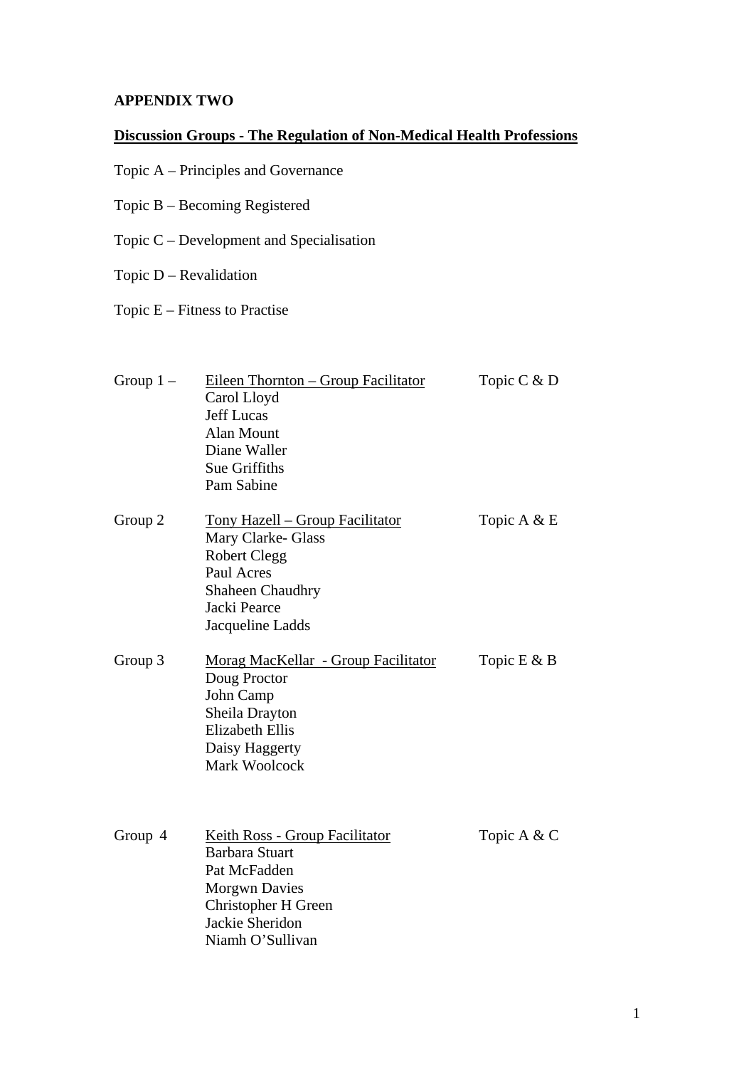**APPENDIX TWO**

**Discussion Groups - The Regulation of Non-Medical Health Professions**

Topic A – Principles and Governance

Topic B – Becoming Registered

Topic C – Development and Specialisation

Topic D – Revalidation

Topic E – Fitness to Practise

| | | |
|---|---|---|
| Group 1 – | Eileen Thornton – Group Facilitator<br>Carol Lloyd<br>Jeff Lucas<br>Alan Mount<br>Diane Waller<br>Sue Griffiths<br>Pam Sabine | Topic C & D |
| Group 2 | Tony Hazell – Group Facilitator<br>Mary Clarke- Glass<br>Robert Clegg<br>Paul Acres<br>Shaheen Chaudhry<br>Jacki Pearce<br>Jacqueline Ladds | Topic A & E |
| Group 3 | Morag MacKellar - Group Facilitator<br>Doug Proctor<br>John Camp<br>Sheila Drayton<br>Elizabeth Ellis<br>Daisy Haggerty<br>Mark Woolcock | Topic E & B |
| Group 4 | Keith Ross - Group Facilitator<br>Barbara Stuart<br>Pat McFadden<br>Morgwn Davies<br>Christopher H Green<br>Jackie Sheridon<br>Niamh O'Sullivan | Topic A & C |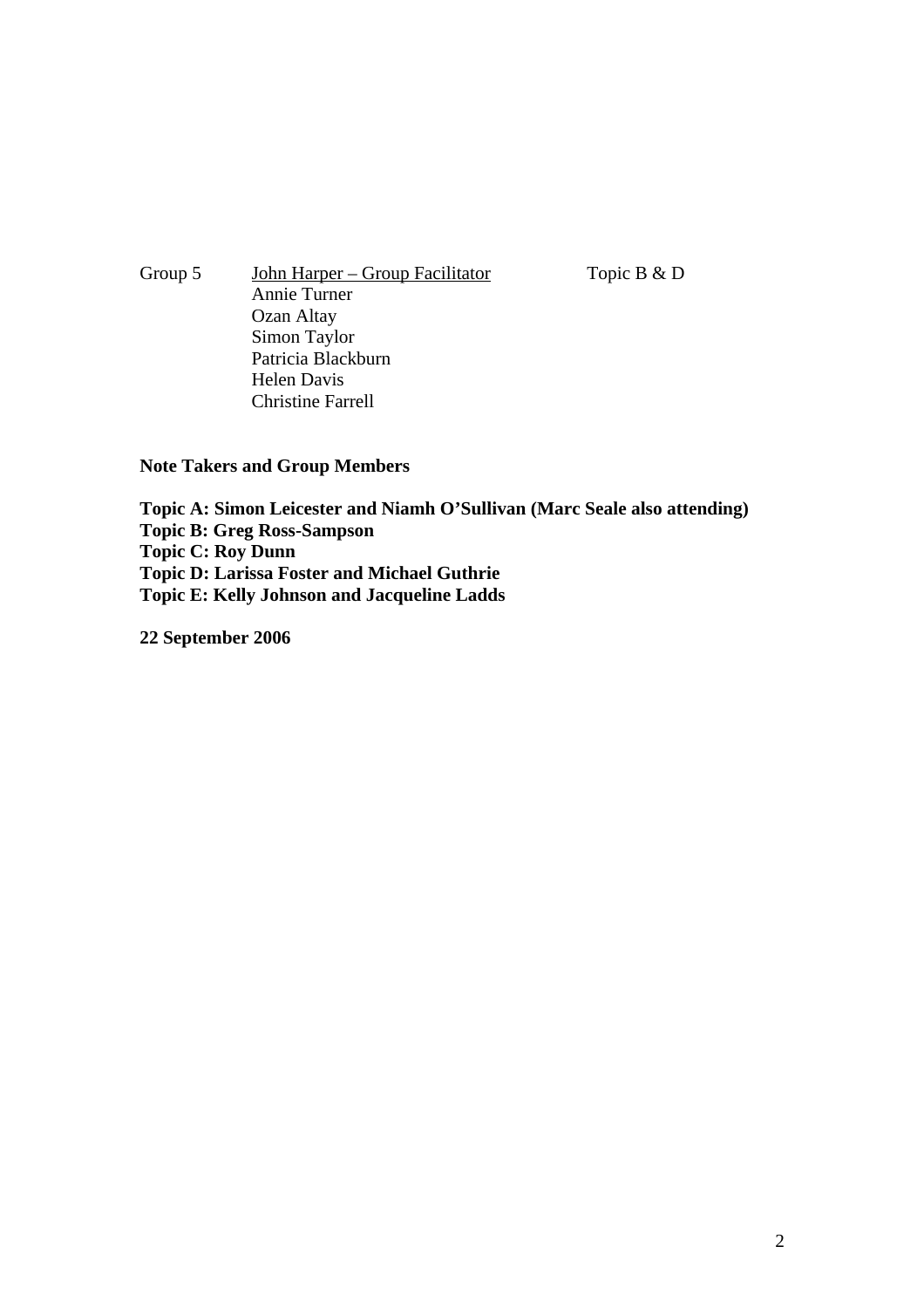| | | |
|---|---|---|
| Group 5 | John Harper – Group Facilitator | Topic B & D |
| | Annie Turner | |
| | Ozan Altay | |
| | Simon Taylor | |
| | Patricia Blackburn | |
| | Helen Davis | |
| | Christine Farrell | |

**Note Takers and Group Members**

**Topic A: Simon Leicester and Niamh O'Sullivan (Marc Seale also attending)**
**Topic B: Greg Ross-Sampson**
**Topic C: Roy Dunn**
**Topic D: Larissa Foster and Michael Guthrie**
**Topic E: Kelly Johnson and Jacqueline Ladds**

**22 September 2006**